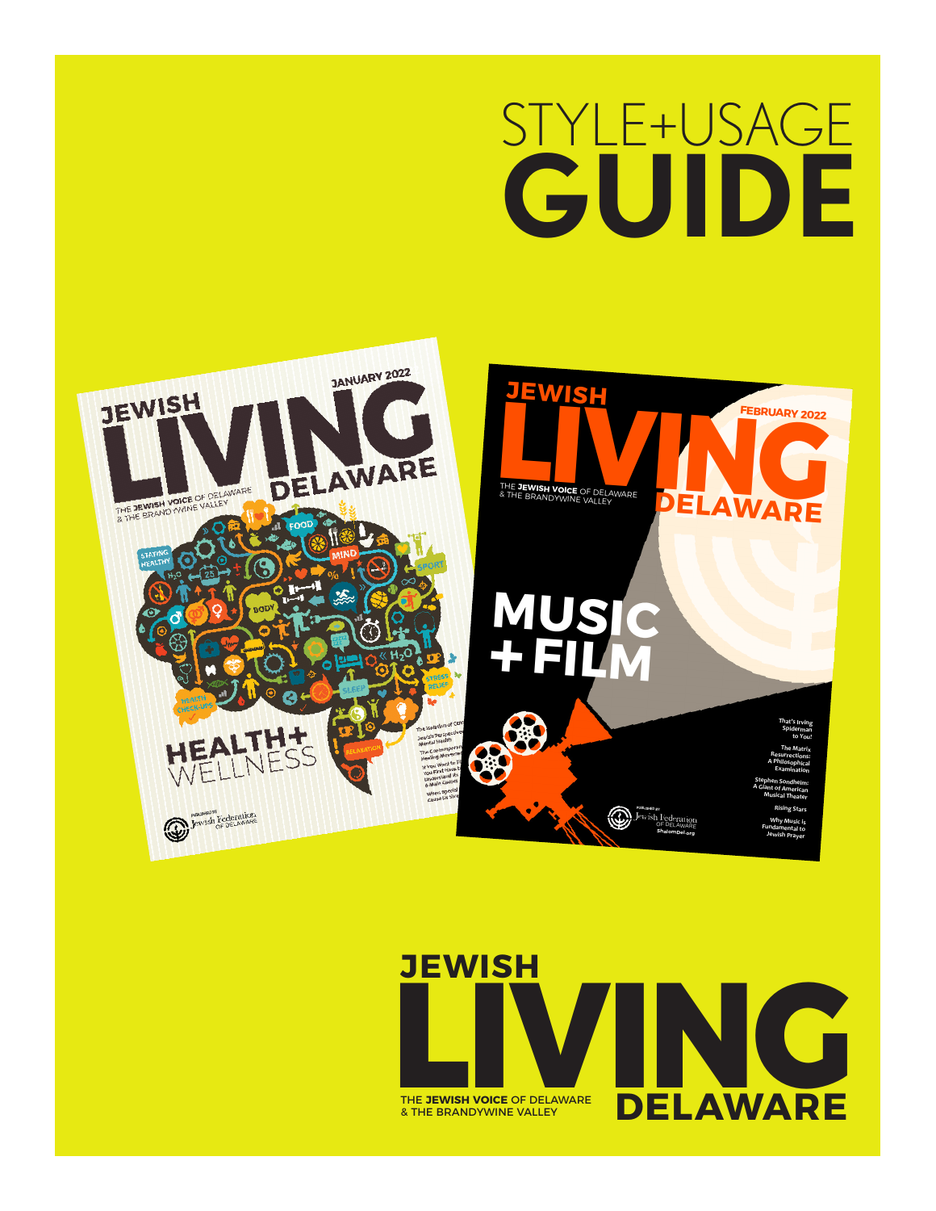# STYLE+USAGE GUIDE

JEWISH LIVING DELAWARE

THE JEWISH VOICE OF DELAWARE & THE BRANDYWINE VALLEY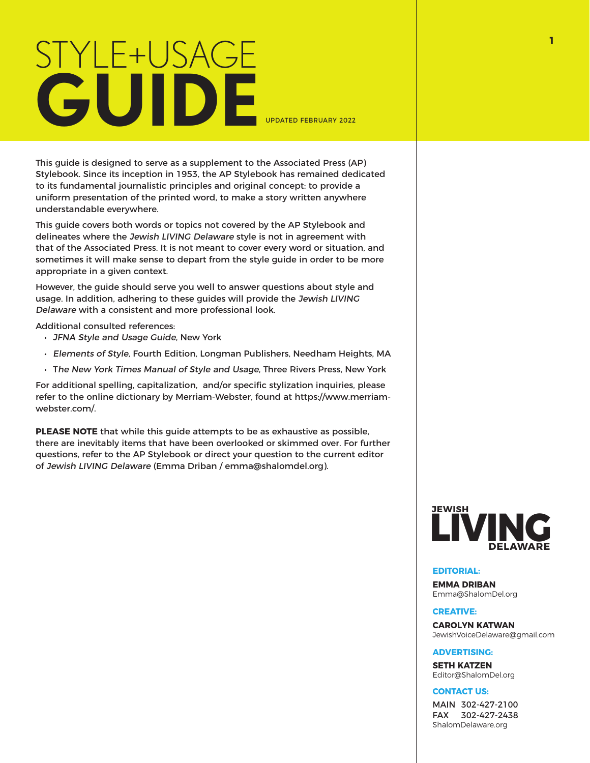# STYLE+USAGE GUIDE

UPDATED FEBRUARY 2022

This guide is designed to serve as a supplement to the Associated Press (AP) Stylebook. Since its inception in 1953, the AP Stylebook has remained dedicated to its fundamental journalistic principles and original concept: to provide a uniform presentation of the printed word, to make a story written anywhere understandable everywhere.

This guide covers both words or topics not covered by the AP Stylebook and delineates where the *Jewish LIVING Delaware* style is not in agreement with that of the Associated Press. It is not meant to cover every word or situation, and sometimes it will make sense to depart from the style guide in order to be more appropriate in a given context.

However, the guide should serve you well to answer questions about style and usage. In addition, adhering to these guides will provide the *Jewish LIVING Delaware* with a consistent and more professional look.

Additional consulted references:

- *JFNA Style and Usage Guide*, New York
- *Elements of Style*, Fourth Edition, Longman Publishers, Needham Heights, MA
- T*he New York Times Manual of Style and Usage*, Three Rivers Press, New York

For additional spelling, capitalization, and/or specific stylization inquiries, please refer to the online dictionary by Merriam-Webster, found at https://www.merriam-webster.com/.

**PLEASE NOTE** that while this guide attempts to be as exhaustive as possible, there are inevitably items that have been overlooked or skimmed over. For further questions, refer to the AP Stylebook or direct your question to the current editor of *Jewish LIVING Delaware* (Emma Driban / emma@shalomdel.org).

JEWISH LIVING DELAWARE

**EDITORIAL:**

**EMMA DRIBAN**
Emma@ShalomDel.org

**CREATIVE:**

**CAROLYN KATWAN**
JewishVoiceDelaware@gmail.com

**ADVERTISING:**

**SETH KATZEN**
Editor@ShalomDel.org

**CONTACT US:**

MAIN 302-427-2100
FAX 302-427-2438
ShalomDelaware.org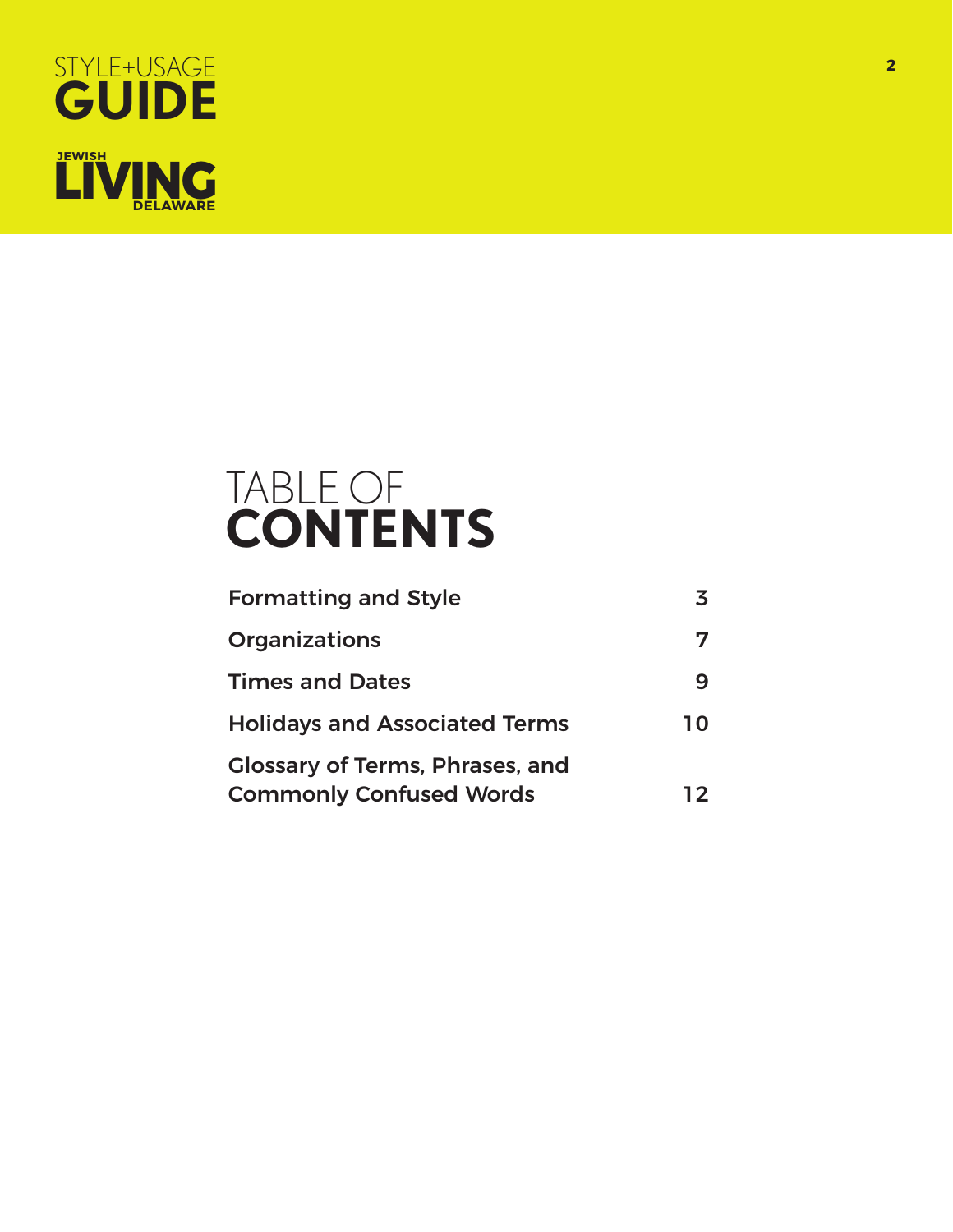STYLE+USAGE **GUIDE**

JEWISH **LIVING** DELAWARE

# TABLE OF **CONTENTS**

| | |
|---|---|
| Formatting and Style | 3 |
| Organizations | 7 |
| Times and Dates | 9 |
| Holidays and Associated Terms | 10 |
| Glossary of Terms, Phrases, and Commonly Confused Words | 12 |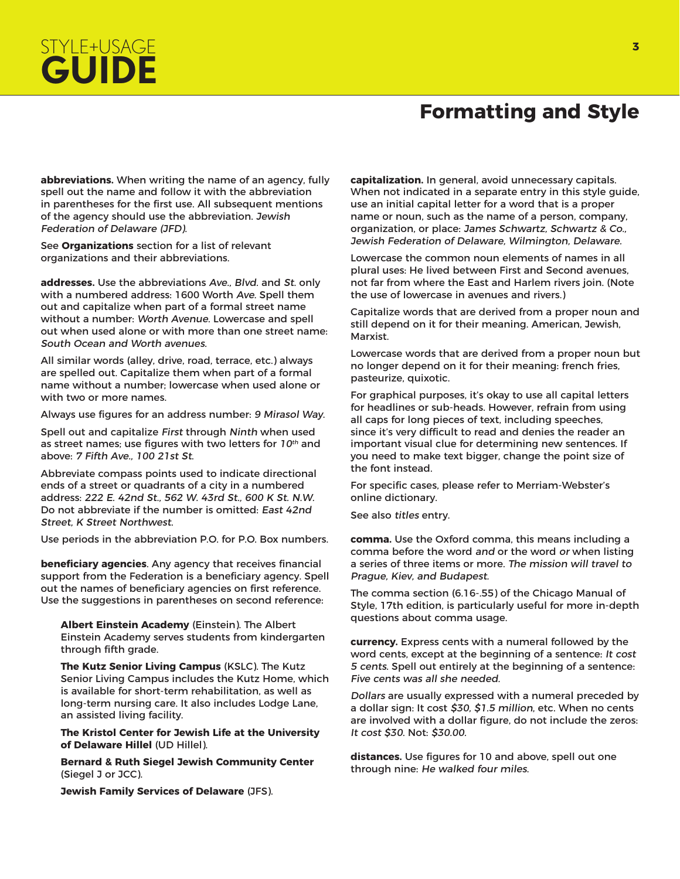# Formatting and Style

**abbreviations.** When writing the name of an agency, fully spell out the name and follow it with the abbreviation in parentheses for the first use. All subsequent mentions of the agency should use the abbreviation. *Jewish Federation of Delaware (JFD).*

See **Organizations** section for a list of relevant organizations and their abbreviations.

**addresses.** Use the abbreviations *Ave., Blvd.* and *St.* only with a numbered address: 1600 Worth *Ave.* Spell them out and capitalize when part of a formal street name without a number: *Worth Avenue.* Lowercase and spell out when used alone or with more than one street name: *South Ocean and Worth avenues.*

All similar words (alley, drive, road, terrace, etc.) always are spelled out. Capitalize them when part of a formal name without a number; lowercase when used alone or with two or more names.

Always use figures for an address number: *9 Mirasol Way.*

Spell out and capitalize *First* through *Ninth* when used as street names; use figures with two letters for *10th* and above: *7 Fifth Ave., 100 21st St.*

Abbreviate compass points used to indicate directional ends of a street or quadrants of a city in a numbered address: *222 E. 42nd St., 562 W. 43rd St., 600 K St. N.W.* Do not abbreviate if the number is omitted: *East 42nd Street, K Street Northwest.*

Use periods in the abbreviation P.O. for P.O. Box numbers.

**beneficiary agencies**. Any agency that receives financial support from the Federation is a beneficiary agency. Spell out the names of beneficiary agencies on first reference. Use the suggestions in parentheses on second reference:

**Albert Einstein Academy** (Einstein). The Albert Einstein Academy serves students from kindergarten through fifth grade.

**The Kutz Senior Living Campus** (KSLC). The Kutz Senior Living Campus includes the Kutz Home, which is available for short-term rehabilitation, as well as long-term nursing care. It also includes Lodge Lane, an assisted living facility.

**The Kristol Center for Jewish Life at the University of Delaware Hillel** (UD Hillel).

**Bernard & Ruth Siegel Jewish Community Center** (Siegel J or JCC).

**Jewish Family Services of Delaware** (JFS).

**capitalization.** In general, avoid unnecessary capitals. When not indicated in a separate entry in this style guide, use an initial capital letter for a word that is a proper name or noun, such as the name of a person, company, organization, or place: *James Schwartz, Schwartz & Co., Jewish Federation of Delaware, Wilmington, Delaware.*

Lowercase the common noun elements of names in all plural uses: He lived between First and Second avenues, not far from where the East and Harlem rivers join. (Note the use of lowercase in avenues and rivers.)

Capitalize words that are derived from a proper noun and still depend on it for their meaning. American, Jewish, Marxist.

Lowercase words that are derived from a proper noun but no longer depend on it for their meaning: french fries, pasteurize, quixotic.

For graphical purposes, it's okay to use all capital letters for headlines or sub-heads. However, refrain from using all caps for long pieces of text, including speeches, since it's very difficult to read and denies the reader an important visual clue for determining new sentences. If you need to make text bigger, change the point size of the font instead.

For specific cases, please refer to Merriam-Webster's online dictionary.

See also *titles* entry.

**comma.** Use the Oxford comma, this means including a comma before the word *and* or the word *or* when listing a series of three items or more. *The mission will travel to Prague, Kiev, and Budapest.*

The comma section (6.16-.55) of the Chicago Manual of Style, 17th edition, is particularly useful for more in-depth questions about comma usage.

**currency.** Express cents with a numeral followed by the word cents, except at the beginning of a sentence: *It cost 5 cents.* Spell out entirely at the beginning of a sentence: *Five cents was all she needed.*

*Dollars* are usually expressed with a numeral preceded by a dollar sign: It cost *$30, $1.5 million*, etc. When no cents are involved with a dollar figure, do not include the zeros: *It cost $30.* Not: *$30.00.*

**distances.** Use figures for 10 and above, spell out one through nine: *He walked four miles.*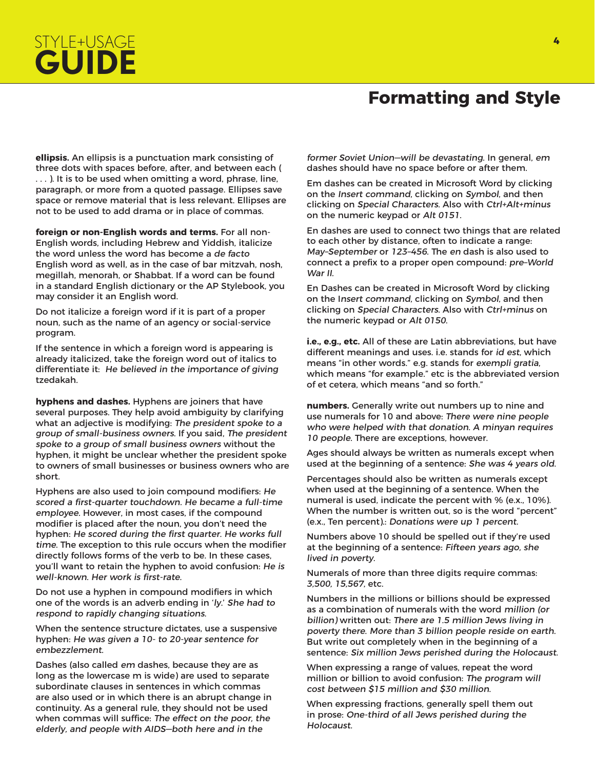# Formatting and Style

**ellipsis.** An ellipsis is a punctuation mark consisting of three dots with spaces before, after, and between each ( . . . ). It is to be used when omitting a word, phrase, line, paragraph, or more from a quoted passage. Ellipses save space or remove material that is less relevant. Ellipses are not to be used to add drama or in place of commas.

**foreign or non-English words and terms.** For all non-English words, including Hebrew and Yiddish, italicize the word unless the word has become a *de facto* English word as well, as in the case of bar mitzvah, nosh, megillah, menorah, or Shabbat. If a word can be found in a standard English dictionary or the AP Stylebook, you may consider it an English word.

Do not italicize a foreign word if it is part of a proper noun, such as the name of an agency or social-service program.

If the sentence in which a foreign word is appearing is already italicized, take the foreign word out of italics to differentiate it: *He believed in the importance of giving* tzedakah.

**hyphens and dashes.** Hyphens are joiners that have several purposes. They help avoid ambiguity by clarifying what an adjective is modifying: *The president spoke to a group of small-business owners.* If you said, *The president spoke to a group of small business owners* without the hyphen, it might be unclear whether the president spoke to owners of small businesses or business owners who are short.

Hyphens are also used to join compound modifiers: *He scored a first-quarter touchdown. He became a full-time employee.* However, in most cases, if the compound modifier is placed after the noun, you don't need the hyphen: *He scored during the first quarter. He works full time.* The exception to this rule occurs when the modifier directly follows forms of the verb to be. In these cases, you'll want to retain the hyphen to avoid confusion: *He is well-known. Her work is first-rate.*

Do not use a hyphen in compound modifiers in which one of the words is an adverb ending in '*ly.*' *She had to respond to rapidly changing situations.*

When the sentence structure dictates, use a suspensive hyphen: *He was given a 10- to 20-year sentence for embezzlement.*

Dashes (also called *em* dashes, because they are as long as the lowercase m is wide) are used to separate subordinate clauses in sentences in which commas are also used or in which there is an abrupt change in continuity. As a general rule, they should not be used when commas will suffice: *The effect on the poor, the elderly, and people with AIDS—both here and in the former Soviet Union—will be devastating.* In general, *em* dashes should have no space before or after them.

Em dashes can be created in Microsoft Word by clicking on the *Insert command*, clicking on *Symbol*, and then clicking on *Special Characters*. Also with *Ctrl+Alt+minus* on the numeric keypad or *Alt 0151*.

En dashes are used to connect two things that are related to each other by distance, often to indicate a range: *May–September* or *123–456*. The *en* dash is also used to connect a prefix to a proper open compound: *pre–World War II.*

En Dashes can be created in Microsoft Word by clicking on the I*nsert command*, clicking on *Symbol*, and then clicking on *Special Characters*. Also with *Ctrl+minus* on the numeric keypad or *Alt 0150*.

**i.e., e.g., etc.** All of these are Latin abbreviations, but have different meanings and uses. i.e. stands for *id est*, which means "in other words." e.g. stands for *exempli gratia*, which means "for example." etc is the abbreviated version of et cetera, which means "and so forth."

**numbers.** Generally write out numbers up to nine and use numerals for 10 and above: *There were nine people who were helped with that donation. A minyan requires 10 people.* There are exceptions, however.

Ages should always be written as numerals except when used at the beginning of a sentence: *She was 4 years old.*

Percentages should also be written as numerals except when used at the beginning of a sentence. When the numeral is used, indicate the percent with % (e.x., 10%). When the number is written out, so is the word "percent" (e.x., Ten percent).: *Donations were up 1 percent.*

Numbers above 10 should be spelled out if they're used at the beginning of a sentence: *Fifteen years ago, she lived in poverty.*

Numerals of more than three digits require commas: *3,500, 15,567*, etc.

Numbers in the millions or billions should be expressed as a combination of numerals with the word *million (or billion)* written out: *There are 1.5 million Jews living in poverty there. More than 3 billion people reside on earth.* But write out completely when in the beginning of a sentence: *Six million Jews perished during the Holocaust.*

When expressing a range of values, repeat the word million or billion to avoid confusion: *The program will cost between $15 million and $30 million.*

When expressing fractions, generally spell them out in prose: *One-third of all Jews perished during the Holocaust.*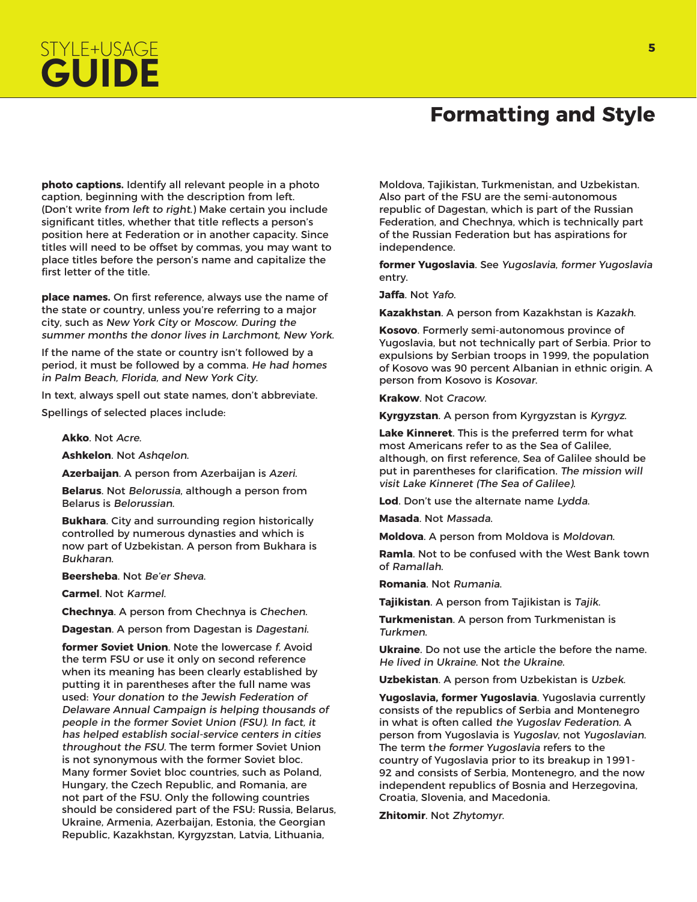## Formatting and Style

**photo captions.** Identify all relevant people in a photo caption, beginning with the description from left. (Don't write f*rom left to right.*) Make certain you include significant titles, whether that title reflects a person's position here at Federation or in another capacity. Since titles will need to be offset by commas, you may want to place titles before the person's name and capitalize the first letter of the title.

**place names.** On first reference, always use the name of the state or country, unless you're referring to a major city, such as *New York City* or *Moscow. During the summer months the donor lives in Larchmont, New York.*

If the name of the state or country isn't followed by a period, it must be followed by a comma. *He had homes in Palm Beach, Florida, and New York City.*

In text, always spell out state names, don't abbreviate.

Spellings of selected places include:

**Akko**. Not *Acre*.

**Ashkelon**. Not *Ashqelon*.

**Azerbaijan**. A person from Azerbaijan is *Azeri*.

**Belarus**. Not *Belorussia*, although a person from Belarus is *Belorussian*.

**Bukhara**. City and surrounding region historically controlled by numerous dynasties and which is now part of Uzbekistan. A person from Bukhara is *Bukharan*.

**Beersheba**. Not *Be'er Sheva*.

**Carmel**. Not *Karmel*.

**Chechnya**. A person from Chechnya is *Chechen*.

**Dagestan**. A person from Dagestan is *Dagestani*.

**former Soviet Union**. Note the lowercase *f*. Avoid the term FSU or use it only on second reference when its meaning has been clearly established by putting it in parentheses after the full name was used: *Your donation to the Jewish Federation of Delaware Annual Campaign is helping thousands of people in the former Soviet Union (FSU). In fact, it has helped establish social-service centers in cities throughout the FSU.* The term former Soviet Union is not synonymous with the former Soviet bloc. Many former Soviet bloc countries, such as Poland, Hungary, the Czech Republic, and Romania, are not part of the FSU. Only the following countries should be considered part of the FSU: Russia, Belarus, Ukraine, Armenia, Azerbaijan, Estonia, the Georgian Republic, Kazakhstan, Kyrgyzstan, Latvia, Lithuania, Moldova, Tajikistan, Turkmenistan, and Uzbekistan. Also part of the FSU are the semi-autonomous republic of Dagestan, which is part of the Russian Federation, and Chechnya, which is technically part of the Russian Federation but has aspirations for independence.

**former Yugoslavia**. See *Yugoslavia, former Yugoslavia* entry.

**Jaffa**. Not *Yafo*.

**Kazakhstan**. A person from Kazakhstan is *Kazakh*.

**Kosovo**. Formerly semi-autonomous province of Yugoslavia, but not technically part of Serbia. Prior to expulsions by Serbian troops in 1999, the population of Kosovo was 90 percent Albanian in ethnic origin. A person from Kosovo is *Kosovar*.

**Krakow**. Not *Cracow*.

**Kyrgyzstan**. A person from Kyrgyzstan is *Kyrgyz*.

**Lake Kinneret**. This is the preferred term for what most Americans refer to as the Sea of Galilee, although, on first reference, Sea of Galilee should be put in parentheses for clarification. *The mission will visit Lake Kinneret (The Sea of Galilee).*

**Lod**. Don't use the alternate name *Lydda*.

**Masada**. Not *Massada*.

**Moldova**. A person from Moldova is *Moldovan*.

**Ramla**. Not to be confused with the West Bank town of *Ramallah*.

**Romania**. Not *Rumania*.

**Tajikistan**. A person from Tajikistan is *Tajik*.

**Turkmenistan**. A person from Turkmenistan is *Turkmen*.

**Ukraine**. Do not use the article the before the name. *He lived in Ukraine.* Not *the Ukraine*.

**Uzbekistan**. A person from Uzbekistan is *Uzbek*.

**Yugoslavia, former Yugoslavia**. Yugoslavia currently consists of the republics of Serbia and Montenegro in what is often called *the Yugoslav Federation*. A person from Yugoslavia is *Yugoslav*, not *Yugoslavian*. The term t*he former Yugoslavia* refers to the country of Yugoslavia prior to its breakup in 1991-92 and consists of Serbia, Montenegro, and the now independent republics of Bosnia and Herzegovina, Croatia, Slovenia, and Macedonia.

**Zhitomir**. Not *Zhytomyr*.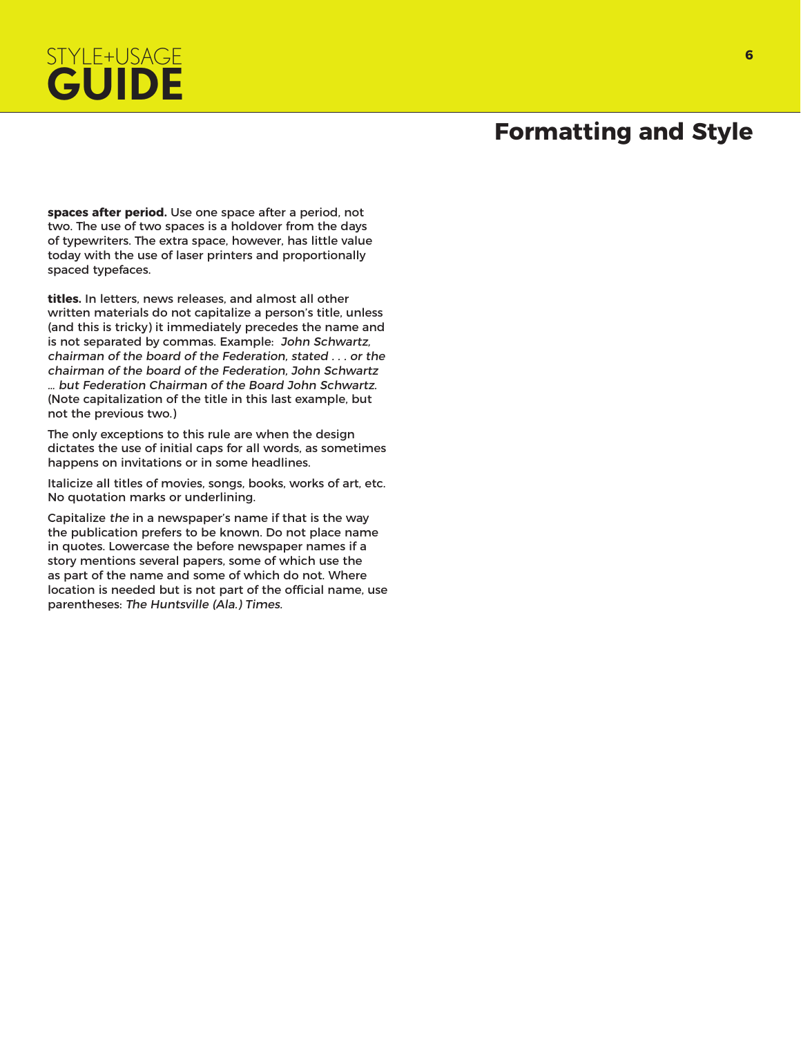## Formatting and Style

**spaces after period.** Use one space after a period, not two. The use of two spaces is a holdover from the days of typewriters. The extra space, however, has little value today with the use of laser printers and proportionally spaced typefaces.

**titles.** In letters, news releases, and almost all other written materials do not capitalize a person's title, unless (and this is tricky) it immediately precedes the name and is not separated by commas. Example: *John Schwartz, chairman of the board of the Federation, stated . . . or the chairman of the board of the Federation, John Schwartz … but Federation Chairman of the Board John Schwartz.* (Note capitalization of the title in this last example, but not the previous two.)

The only exceptions to this rule are when the design dictates the use of initial caps for all words, as sometimes happens on invitations or in some headlines.

Italicize all titles of movies, songs, books, works of art, etc. No quotation marks or underlining.

Capitalize *the* in a newspaper's name if that is the way the publication prefers to be known. Do not place name in quotes. Lowercase the before newspaper names if a story mentions several papers, some of which use the as part of the name and some of which do not. Where location is needed but is not part of the official name, use parentheses: *The Huntsville (Ala.) Times.*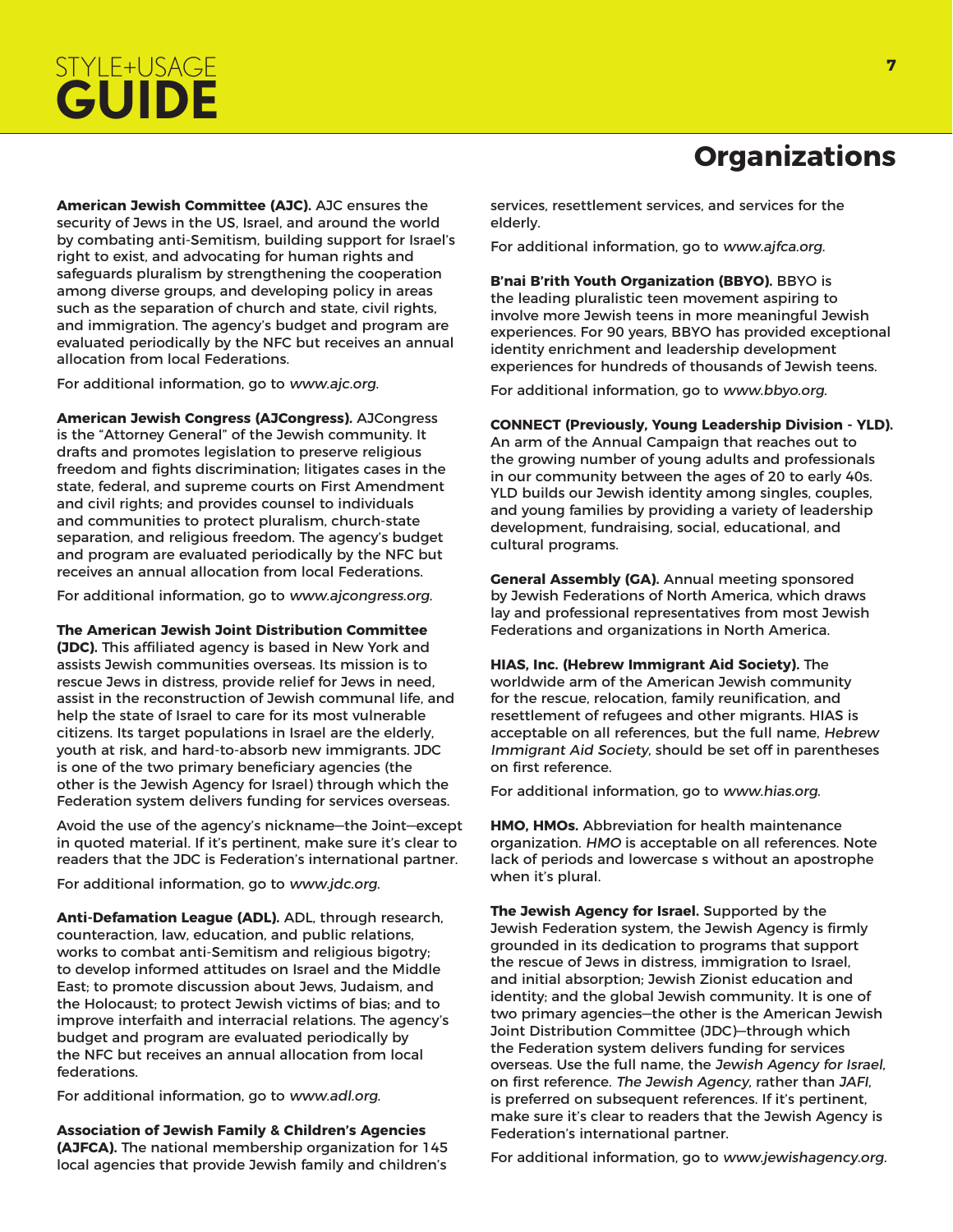# Organizations

**American Jewish Committee (AJC).** AJC ensures the security of Jews in the US, Israel, and around the world by combating anti-Semitism, building support for Israel's right to exist, and advocating for human rights and safeguards pluralism by strengthening the cooperation among diverse groups, and developing policy in areas such as the separation of church and state, civil rights, and immigration. The agency's budget and program are evaluated periodically by the NFC but receives an annual allocation from local Federations.

For additional information, go to *www.ajc.org*.

**American Jewish Congress (AJCongress).** AJCongress is the "Attorney General" of the Jewish community. It drafts and promotes legislation to preserve religious freedom and fights discrimination; litigates cases in the state, federal, and supreme courts on First Amendment and civil rights; and provides counsel to individuals and communities to protect pluralism, church-state separation, and religious freedom. The agency's budget and program are evaluated periodically by the NFC but receives an annual allocation from local Federations.

For additional information, go to *www.ajcongress.org*.

**The American Jewish Joint Distribution Committee (JDC).** This affiliated agency is based in New York and assists Jewish communities overseas. Its mission is to rescue Jews in distress, provide relief for Jews in need, assist in the reconstruction of Jewish communal life, and help the state of Israel to care for its most vulnerable citizens. Its target populations in Israel are the elderly, youth at risk, and hard-to-absorb new immigrants. JDC is one of the two primary beneficiary agencies (the other is the Jewish Agency for Israel) through which the Federation system delivers funding for services overseas.

Avoid the use of the agency's nickname—the Joint—except in quoted material. If it's pertinent, make sure it's clear to readers that the JDC is Federation's international partner.

For additional information, go to *www.jdc.org*.

**Anti-Defamation League (ADL).** ADL, through research, counteraction, law, education, and public relations, works to combat anti-Semitism and religious bigotry; to develop informed attitudes on Israel and the Middle East; to promote discussion about Jews, Judaism, and the Holocaust; to protect Jewish victims of bias; and to improve interfaith and interracial relations. The agency's budget and program are evaluated periodically by the NFC but receives an annual allocation from local federations.

For additional information, go to *www.adl.org*.

**Association of Jewish Family & Children's Agencies (AJFCA).** The national membership organization for 145 local agencies that provide Jewish family and children's services, resettlement services, and services for the elderly.

For additional information, go to *www.ajfca.org*.

**B'nai B'rith Youth Organization (BBYO).** BBYO is the leading pluralistic teen movement aspiring to involve more Jewish teens in more meaningful Jewish experiences. For 90 years, BBYO has provided exceptional identity enrichment and leadership development experiences for hundreds of thousands of Jewish teens.

For additional information, go to *www.bbyo.org*.

**CONNECT (Previously, Young Leadership Division - YLD).** An arm of the Annual Campaign that reaches out to the growing number of young adults and professionals in our community between the ages of 20 to early 40s. YLD builds our Jewish identity among singles, couples, and young families by providing a variety of leadership development, fundraising, social, educational, and cultural programs.

**General Assembly (GA).** Annual meeting sponsored by Jewish Federations of North America, which draws lay and professional representatives from most Jewish Federations and organizations in North America.

**HIAS, Inc. (Hebrew Immigrant Aid Society).** The worldwide arm of the American Jewish community for the rescue, relocation, family reunification, and resettlement of refugees and other migrants. HIAS is acceptable on all references, but the full name, *Hebrew Immigrant Aid Society*, should be set off in parentheses on first reference.

For additional information, go to *www.hias.org*.

**HMO, HMOs.** Abbreviation for health maintenance organization. *HMO* is acceptable on all references. Note lack of periods and lowercase s without an apostrophe when it's plural.

**The Jewish Agency for Israel.** Supported by the Jewish Federation system, the Jewish Agency is firmly grounded in its dedication to programs that support the rescue of Jews in distress, immigration to Israel, and initial absorption; Jewish Zionist education and identity; and the global Jewish community. It is one of two primary agencies—the other is the American Jewish Joint Distribution Committee (JDC)—through which the Federation system delivers funding for services overseas. Use the full name, the *Jewish Agency for Israel*, on first reference. *The Jewish Agency*, rather than *JAFI*, is preferred on subsequent references. If it's pertinent, make sure it's clear to readers that the Jewish Agency is Federation's international partner.

For additional information, go to *www.jewishagency.org*.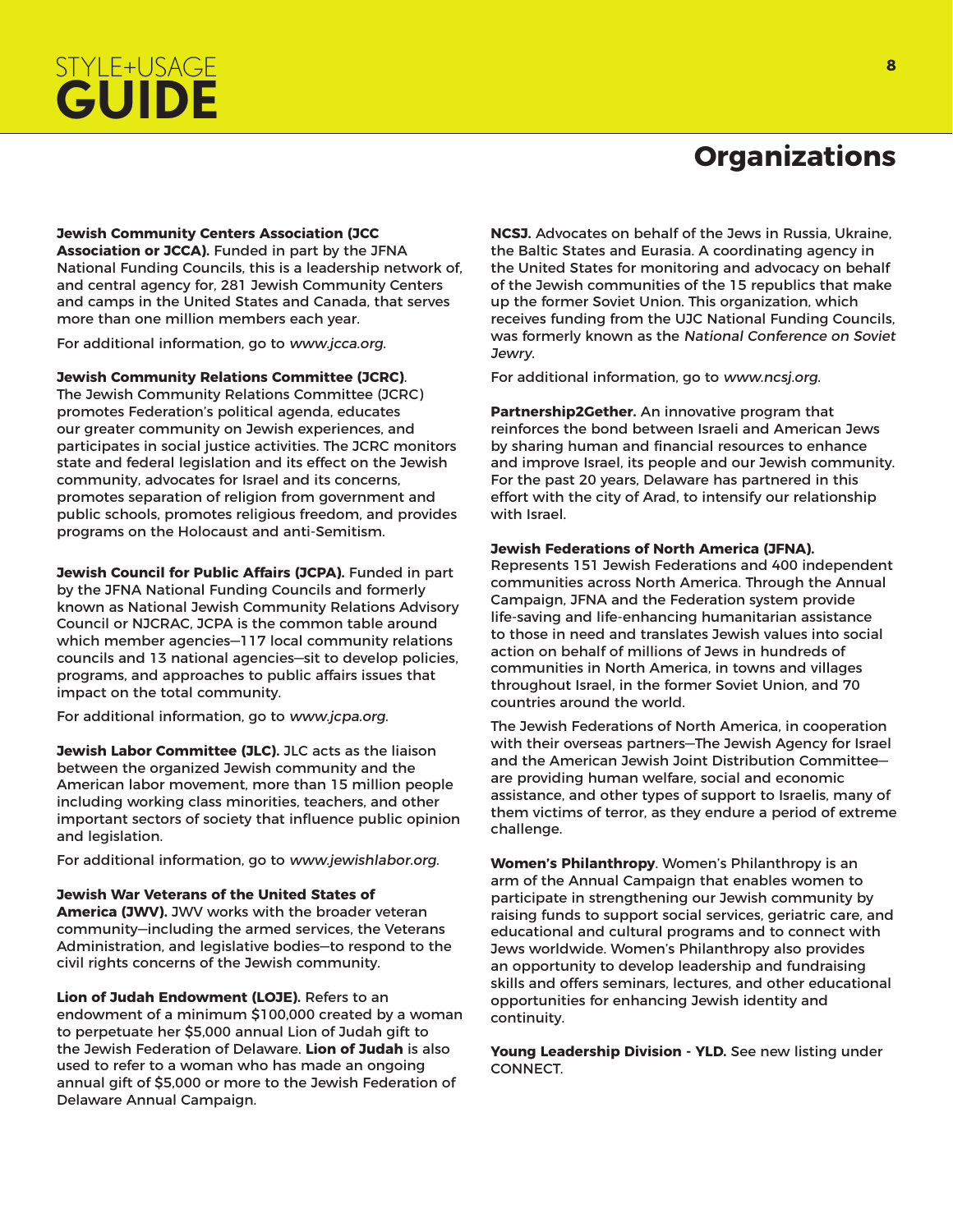# Organizations

**Jewish Community Centers Association (JCC Association or JCCA).** Funded in part by the JFNA National Funding Councils, this is a leadership network of, and central agency for, 281 Jewish Community Centers and camps in the United States and Canada, that serves more than one million members each year.

For additional information, go to *www.jcca.org*.

**Jewish Community Relations Committee (JCRC)**. The Jewish Community Relations Committee (JCRC) promotes Federation's political agenda, educates our greater community on Jewish experiences, and participates in social justice activities. The JCRC monitors state and federal legislation and its effect on the Jewish community, advocates for Israel and its concerns, promotes separation of religion from government and public schools, promotes religious freedom, and provides programs on the Holocaust and anti-Semitism.

**Jewish Council for Public Affairs (JCPA).** Funded in part by the JFNA National Funding Councils and formerly known as National Jewish Community Relations Advisory Council or NJCRAC, JCPA is the common table around which member agencies—117 local community relations councils and 13 national agencies—sit to develop policies, programs, and approaches to public affairs issues that impact on the total community.

For additional information, go to *www.jcpa.org*.

**Jewish Labor Committee (JLC).** JLC acts as the liaison between the organized Jewish community and the American labor movement, more than 15 million people including working class minorities, teachers, and other important sectors of society that influence public opinion and legislation.

For additional information, go to *www.jewishlabor.org*.

**Jewish War Veterans of the United States of America (JWV).** JWV works with the broader veteran community—including the armed services, the Veterans Administration, and legislative bodies—to respond to the civil rights concerns of the Jewish community.

**Lion of Judah Endowment (LOJE).** Refers to an endowment of a minimum $100,000 created by a woman to perpetuate her $5,000 annual Lion of Judah gift to the Jewish Federation of Delaware. **Lion of Judah** is also used to refer to a woman who has made an ongoing annual gift of $5,000 or more to the Jewish Federation of Delaware Annual Campaign.

**NCSJ.** Advocates on behalf of the Jews in Russia, Ukraine, the Baltic States and Eurasia. A coordinating agency in the United States for monitoring and advocacy on behalf of the Jewish communities of the 15 republics that make up the former Soviet Union. This organization, which receives funding from the UJC National Funding Councils, was formerly known as the *National Conference on Soviet Jewry*.

For additional information, go to *www.ncsj.org*.

**Partnership2Gether.** An innovative program that reinforces the bond between Israeli and American Jews by sharing human and financial resources to enhance and improve Israel, its people and our Jewish community. For the past 20 years, Delaware has partnered in this effort with the city of Arad, to intensify our relationship with Israel.

**Jewish Federations of North America (JFNA).** Represents 151 Jewish Federations and 400 independent communities across North America. Through the Annual Campaign, JFNA and the Federation system provide life-saving and life-enhancing humanitarian assistance to those in need and translates Jewish values into social action on behalf of millions of Jews in hundreds of communities in North America, in towns and villages throughout Israel, in the former Soviet Union, and 70 countries around the world.

The Jewish Federations of North America, in cooperation with their overseas partners—The Jewish Agency for Israel and the American Jewish Joint Distribution Committee—are providing human welfare, social and economic assistance, and other types of support to Israelis, many of them victims of terror, as they endure a period of extreme challenge.

**Women's Philanthropy**. Women's Philanthropy is an arm of the Annual Campaign that enables women to participate in strengthening our Jewish community by raising funds to support social services, geriatric care, and educational and cultural programs and to connect with Jews worldwide. Women's Philanthropy also provides an opportunity to develop leadership and fundraising skills and offers seminars, lectures, and other educational opportunities for enhancing Jewish identity and continuity.

**Young Leadership Division - YLD.** See new listing under CONNECT.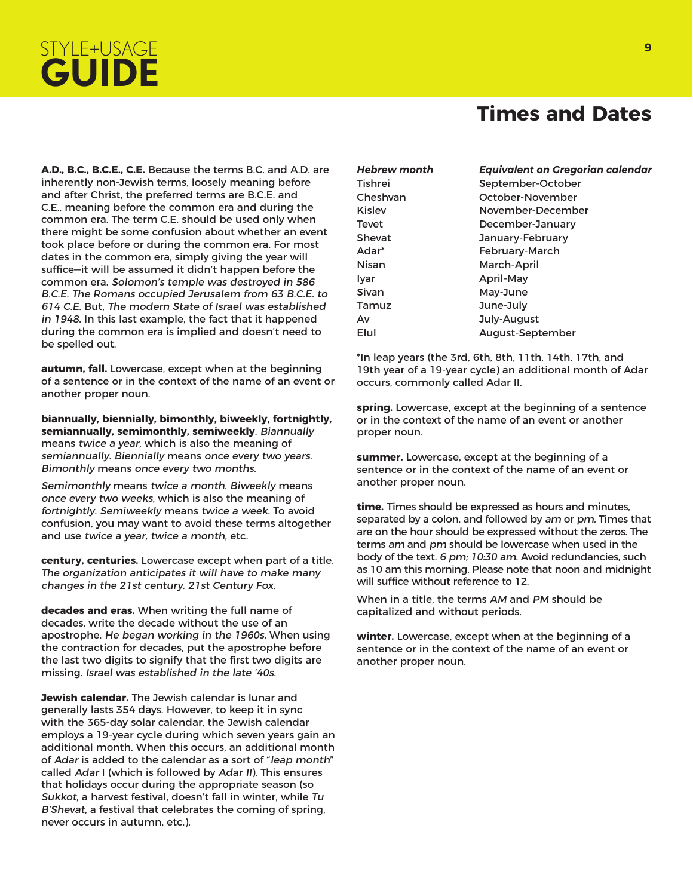# Times and Dates

**A.D., B.C., B.C.E., C.E.** Because the terms B.C. and A.D. are inherently non-Jewish terms, loosely meaning before and after Christ, the preferred terms are B.C.E. and C.E., meaning before the common era and during the common era. The term C.E. should be used only when there might be some confusion about whether an event took place before or during the common era. For most dates in the common era, simply giving the year will suffice—it will be assumed it didn't happen before the common era. *Solomon's temple was destroyed in 586 B.C.E. The Romans occupied Jerusalem from 63 B.C.E. to 614 C.E.* But, *The modern State of Israel was established in 1948.* In this last example, the fact that it happened during the common era is implied and doesn't need to be spelled out.

**autumn, fall.** Lowercase, except when at the beginning of a sentence or in the context of the name of an event or another proper noun.

**biannually, biennially, bimonthly, biweekly, fortnightly, semiannually, semimonthly, semiweekly**. *Biannually* means *twice a year*, which is also the meaning of *semiannually. Biennially* means *once every two years. Bimonthly* means *once every two months.*

*Semimonthly* means *twice a month. Biweekly* means *once every two weeks*, which is also the meaning of *fortnightly. Semiweekly* means *twice a week*. To avoid confusion, you may want to avoid these terms altogether and use *twice a year, twice a month*, etc.

**century, centuries.** Lowercase except when part of a title. *The organization anticipates it will have to make many changes in the 21st century. 21st Century Fox.*

**decades and eras.** When writing the full name of decades, write the decade without the use of an apostrophe. *He began working in the 1960s.* When using the contraction for decades, put the apostrophe before the last two digits to signify that the first two digits are missing. *Israel was established in the late '40s.*

**Jewish calendar.** The Jewish calendar is lunar and generally lasts 354 days. However, to keep it in sync with the 365-day solar calendar, the Jewish calendar employs a 19-year cycle during which seven years gain an additional month. When this occurs, an additional month of *Adar* is added to the calendar as a sort of "*leap month*" called *Adar* I (which is followed by *Adar II*). This ensures that holidays occur during the appropriate season (so *Sukkot*, a harvest festival, doesn't fall in winter, while *Tu B'Shevat*, a festival that celebrates the coming of spring, never occurs in autumn, etc.).

| *Hebrew month* | *Equivalent on Gregorian calendar* |
|---|---|
| Tishrei | September-October |
| Cheshvan | October-November |
| Kislev | November-December |
| Tevet | December-January |
| Shevat | January-February |
| Adar* | February-March |
| Nisan | March-April |
| Iyar | April-May |
| Sivan | May-June |
| Tamuz | June-July |
| Av | July-August |
| Elul | August-September |

*In leap years (the 3rd, 6th, 8th, 11th, 14th, 17th, and 19th year of a 19-year cycle) an additional month of Adar occurs, commonly called Adar II.

**spring.** Lowercase, except at the beginning of a sentence or in the context of the name of an event or another proper noun.

**summer.** Lowercase, except at the beginning of a sentence or in the context of the name of an event or another proper noun.

**time.** Times should be expressed as hours and minutes, separated by a colon, and followed by *am* or *pm*. Times that are on the hour should be expressed without the zeros. The terms *am* and *pm* should be lowercase when used in the body of the text. *6 pm; 10:30 am.* Avoid redundancies, such as 10 am this morning. Please note that noon and midnight will suffice without reference to 12.

When in a title, the terms *AM* and *PM* should be capitalized and without periods.

**winter.** Lowercase, except when at the beginning of a sentence or in the context of the name of an event or another proper noun.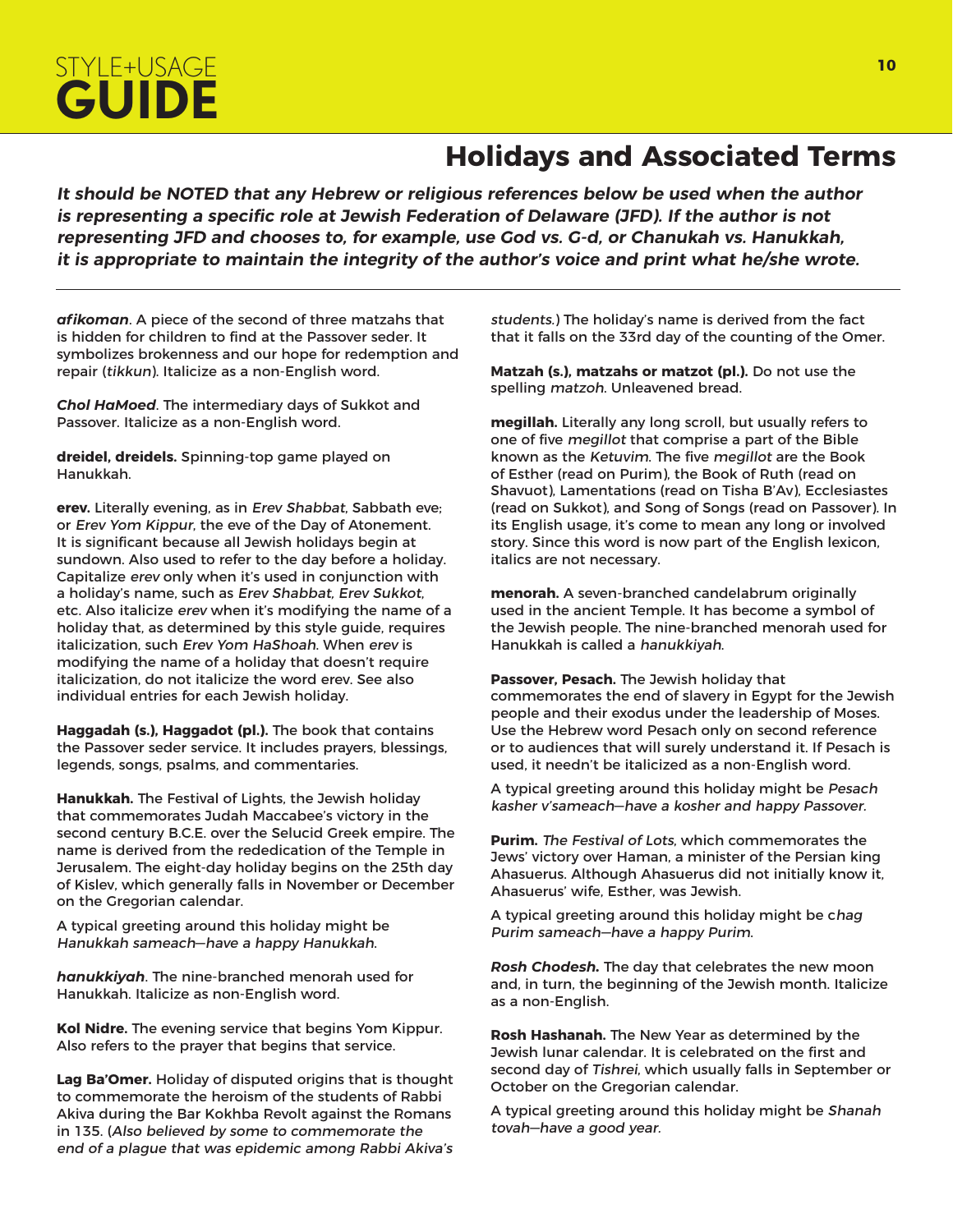## Holidays and Associated Terms

***It should be NOTED that any Hebrew or religious references below be used when the author is representing a specific role at Jewish Federation of Delaware (JFD). If the author is not representing JFD and chooses to, for example, use God vs. G-d, or Chanukah vs. Hanukkah, it is appropriate to maintain the integrity of the author's voice and print what he/she wrote.***

***afikoman***. A piece of the second of three matzahs that is hidden for children to find at the Passover seder. It symbolizes brokenness and our hope for redemption and repair (*tikkun*). Italicize as a non-English word.

***Chol HaMoed***. The intermediary days of Sukkot and Passover. Italicize as a non-English word.

**dreidel, dreidels.** Spinning-top game played on Hanukkah.

**erev.** Literally evening, as in *Erev Shabbat*, Sabbath eve; or *Erev Yom Kippur*, the eve of the Day of Atonement. It is significant because all Jewish holidays begin at sundown. Also used to refer to the day before a holiday. Capitalize *erev* only when it's used in conjunction with a holiday's name, such as *Erev Shabbat, Erev Sukkot*, etc. Also italicize *erev* when it's modifying the name of a holiday that, as determined by this style guide, requires italicization, such *Erev Yom HaShoah*. When *erev* is modifying the name of a holiday that doesn't require italicization, do not italicize the word erev. See also individual entries for each Jewish holiday.

**Haggadah (s.), Haggadot (pl.).** The book that contains the Passover seder service. It includes prayers, blessings, legends, songs, psalms, and commentaries.

**Hanukkah.** The Festival of Lights, the Jewish holiday that commemorates Judah Maccabee's victory in the second century B.C.E. over the Selucid Greek empire. The name is derived from the rededication of the Temple in Jerusalem. The eight-day holiday begins on the 25th day of Kislev, which generally falls in November or December on the Gregorian calendar.

A typical greeting around this holiday might be *Hanukkah sameach—have a happy Hanukkah*.

***hanukkiyah***. The nine-branched menorah used for Hanukkah. Italicize as non-English word.

**Kol Nidre.** The evening service that begins Yom Kippur. Also refers to the prayer that begins that service.

**Lag Ba'Omer.** Holiday of disputed origins that is thought to commemorate the heroism of the students of Rabbi Akiva during the Bar Kokhba Revolt against the Romans in 135. (*Also believed by some to commemorate the end of a plague that was epidemic among Rabbi Akiva's students.*) The holiday's name is derived from the fact that it falls on the 33rd day of the counting of the Omer.

**Matzah (s.), matzahs or matzot (pl.).** Do not use the spelling *matzoh*. Unleavened bread.

**megillah.** Literally any long scroll, but usually refers to one of five *megillot* that comprise a part of the Bible known as the *Ketuvim*. The five *megillot* are the Book of Esther (read on Purim), the Book of Ruth (read on Shavuot), Lamentations (read on Tisha B'Av), Ecclesiastes (read on Sukkot), and Song of Songs (read on Passover). In its English usage, it's come to mean any long or involved story. Since this word is now part of the English lexicon, italics are not necessary.

**menorah.** A seven-branched candelabrum originally used in the ancient Temple. It has become a symbol of the Jewish people. The nine-branched menorah used for Hanukkah is called a *hanukkiyah*.

**Passover, Pesach.** The Jewish holiday that commemorates the end of slavery in Egypt for the Jewish people and their exodus under the leadership of Moses. Use the Hebrew word Pesach only on second reference or to audiences that will surely understand it. If Pesach is used, it needn't be italicized as a non-English word.

A typical greeting around this holiday might be *Pesach kasher v'sameach—have a kosher and happy Passover*.

**Purim.** *The Festival of Lots*, which commemorates the Jews' victory over Haman, a minister of the Persian king Ahasuerus. Although Ahasuerus did not initially know it, Ahasuerus' wife, Esther, was Jewish.

A typical greeting around this holiday might be c*hag Purim sameach—have a happy Purim*.

***Rosh Chodesh.*** The day that celebrates the new moon and, in turn, the beginning of the Jewish month. Italicize as a non-English.

**Rosh Hashanah.** The New Year as determined by the Jewish lunar calendar. It is celebrated on the first and second day of *Tishrei*, which usually falls in September or October on the Gregorian calendar.

A typical greeting around this holiday might be *Shanah tovah—have a good year*.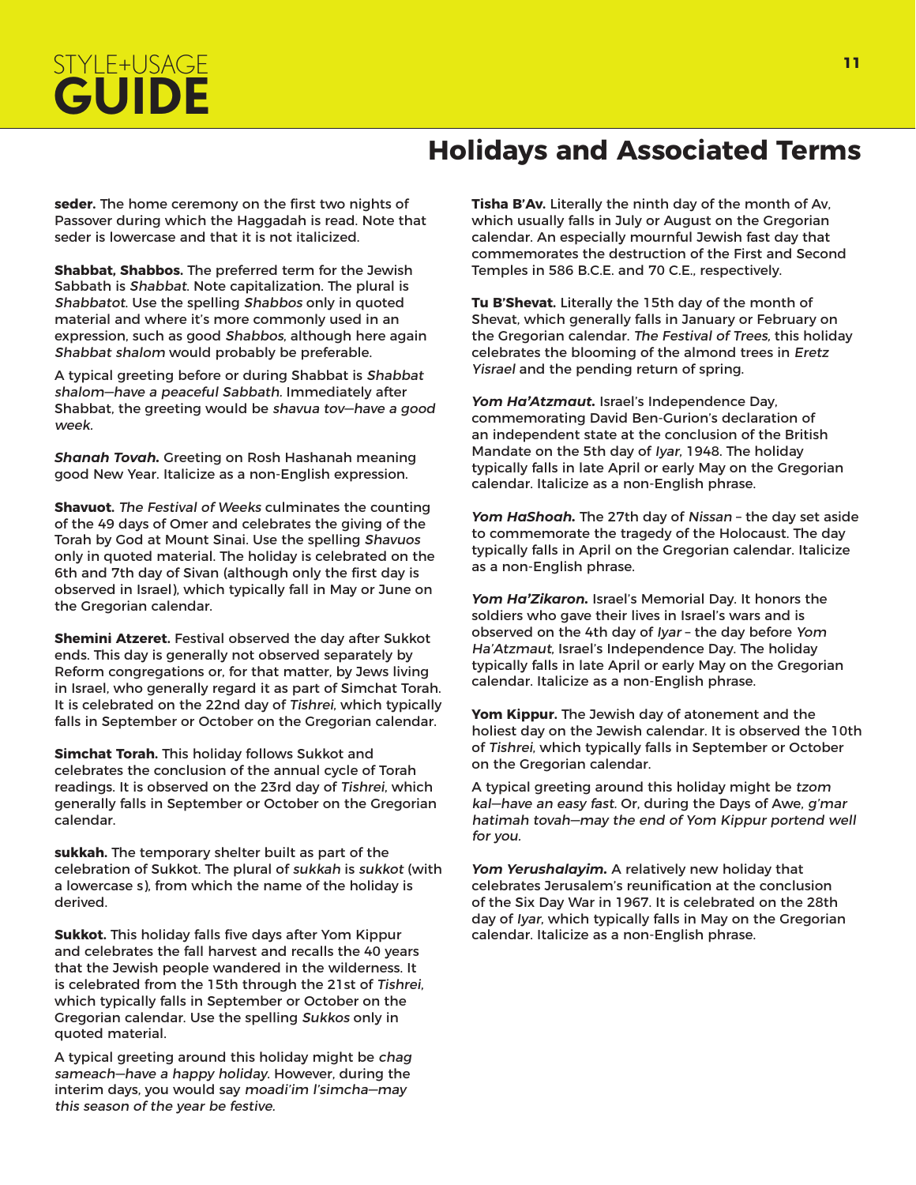## Holidays and Associated Terms

**seder.** The home ceremony on the first two nights of Passover during which the Haggadah is read. Note that seder is lowercase and that it is not italicized.

**Shabbat, Shabbos.** The preferred term for the Jewish Sabbath is *Shabbat*. Note capitalization. The plural is *Shabbatot*. Use the spelling *Shabbos* only in quoted material and where it's more commonly used in an expression, such as good *Shabbos*, although here again *Shabbat shalom* would probably be preferable.

A typical greeting before or during Shabbat is *Shabbat shalom—have a peaceful Sabbath*. Immediately after Shabbat, the greeting would be *shavua tov—have a good week*.

***Shanah Tovah.*** Greeting on Rosh Hashanah meaning good New Year. Italicize as a non-English expression.

**Shavuot.** *The Festival of Weeks* culminates the counting of the 49 days of Omer and celebrates the giving of the Torah by God at Mount Sinai. Use the spelling *Shavuos* only in quoted material. The holiday is celebrated on the 6th and 7th day of Sivan (although only the first day is observed in Israel), which typically fall in May or June on the Gregorian calendar.

**Shemini Atzeret.** Festival observed the day after Sukkot ends. This day is generally not observed separately by Reform congregations or, for that matter, by Jews living in Israel, who generally regard it as part of Simchat Torah. It is celebrated on the 22nd day of *Tishrei*, which typically falls in September or October on the Gregorian calendar.

**Simchat Torah.** This holiday follows Sukkot and celebrates the conclusion of the annual cycle of Torah readings. It is observed on the 23rd day of *Tishrei*, which generally falls in September or October on the Gregorian calendar.

**sukkah.** The temporary shelter built as part of the celebration of Sukkot. The plural of *sukkah* is *sukkot* (with a lowercase s), from which the name of the holiday is derived.

**Sukkot.** This holiday falls five days after Yom Kippur and celebrates the fall harvest and recalls the 40 years that the Jewish people wandered in the wilderness. It is celebrated from the 15th through the 21st of *Tishrei*, which typically falls in September or October on the Gregorian calendar. Use the spelling *Sukkos* only in quoted material.

A typical greeting around this holiday might be *chag sameach—have a happy holiday*. However, during the interim days, you would say *moadi'im l'simcha—may this season of the year be festive*.

**Tisha B'Av.** Literally the ninth day of the month of Av, which usually falls in July or August on the Gregorian calendar. An especially mournful Jewish fast day that commemorates the destruction of the First and Second Temples in 586 B.C.E. and 70 C.E., respectively.

**Tu B'Shevat.** Literally the 15th day of the month of Shevat, which generally falls in January or February on the Gregorian calendar. *The Festival of Trees*, this holiday celebrates the blooming of the almond trees in *Eretz Yisrael* and the pending return of spring.

***Yom Ha'Atzmaut.*** Israel's Independence Day, commemorating David Ben-Gurion's declaration of an independent state at the conclusion of the British Mandate on the 5th day of *Iyar*, 1948. The holiday typically falls in late April or early May on the Gregorian calendar. Italicize as a non-English phrase.

***Yom HaShoah.*** The 27th day of *Nissan* – the day set aside to commemorate the tragedy of the Holocaust. The day typically falls in April on the Gregorian calendar. Italicize as a non-English phrase.

***Yom Ha'Zikaron.*** Israel's Memorial Day. It honors the soldiers who gave their lives in Israel's wars and is observed on the 4th day of *Iyar* – the day before *Yom Ha'Atzmaut*, Israel's Independence Day. The holiday typically falls in late April or early May on the Gregorian calendar. Italicize as a non-English phrase.

**Yom Kippur.** The Jewish day of atonement and the holiest day on the Jewish calendar. It is observed the 10th of *Tishrei*, which typically falls in September or October on the Gregorian calendar.

A typical greeting around this holiday might be *tzom kal—have an easy fast*. Or, during the Days of Awe, *g'mar hatimah tovah—may the end of Yom Kippur portend well for you.*

***Yom Yerushalayim.*** A relatively new holiday that celebrates Jerusalem's reunification at the conclusion of the Six Day War in 1967. It is celebrated on the 28th day of *Iyar*, which typically falls in May on the Gregorian calendar. Italicize as a non-English phrase.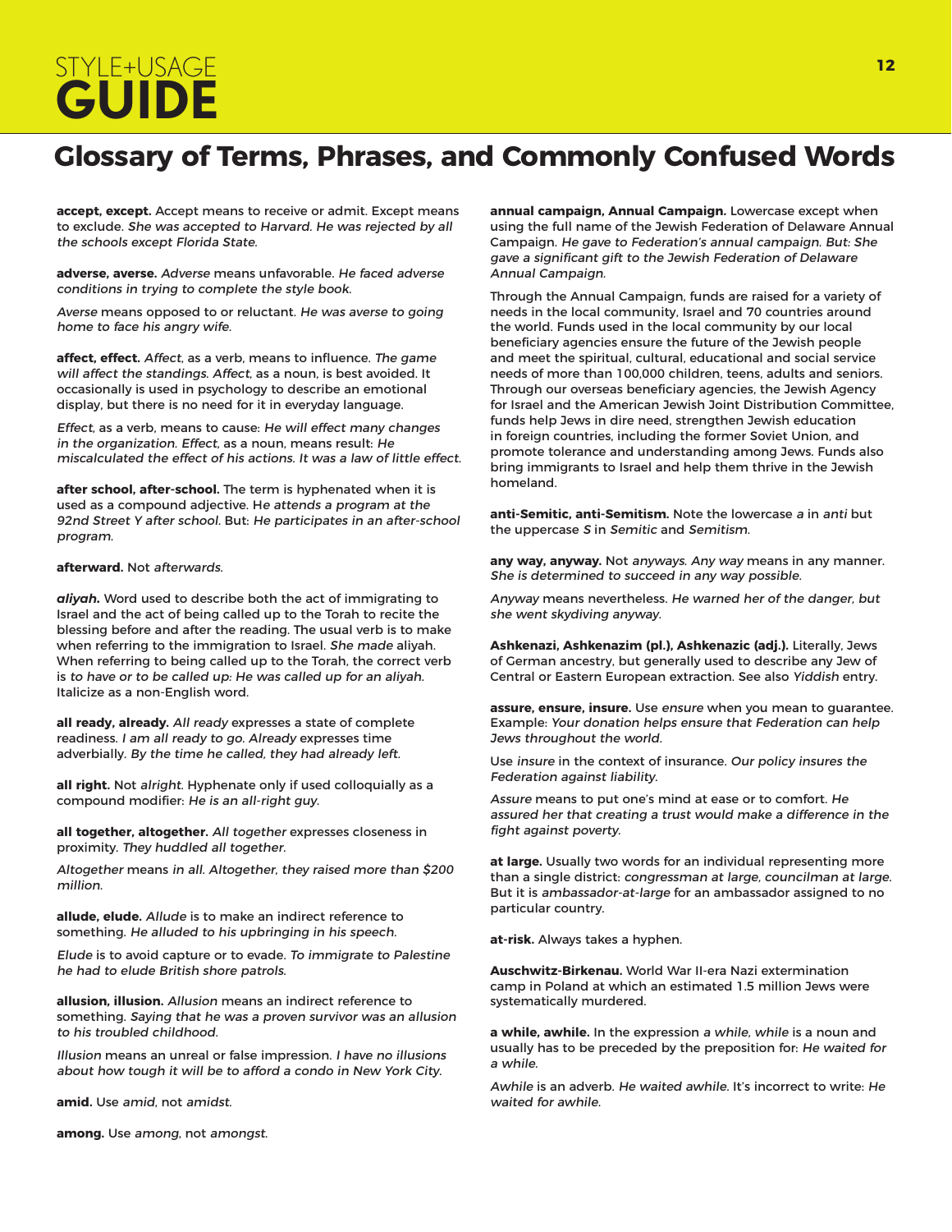## Glossary of Terms, Phrases, and Commonly Confused Words

**accept, except.** Accept means to receive or admit. Except means to exclude. *She was accepted to Harvard. He was rejected by all the schools except Florida State.*

**adverse, averse.** *Adverse* means unfavorable. *He faced adverse conditions in trying to complete the style book.*

*Averse* means opposed to or reluctant. *He was averse to going home to face his angry wife.*

**affect, effect.** *Affect*, as a verb, means to influence. *The game will affect the standings. Affect*, as a noun, is best avoided. It occasionally is used in psychology to describe an emotional display, but there is no need for it in everyday language.

*Effect*, as a verb, means to cause: *He will effect many changes in the organization. Effect*, as a noun, means result: *He miscalculated the effect of his actions. It was a law of little effect.*

**after school, after-school.** The term is hyphenated when it is used as a compound adjective. H*e attends a program at the 92nd Street Y after school.* But: *He participates in an after-school program.*

**afterward.** Not *afterwards.*

***aliyah.*** Word used to describe both the act of immigrating to Israel and the act of being called up to the Torah to recite the blessing before and after the reading. The usual verb is to make when referring to the immigration to Israel. *She made* aliyah. When referring to being called up to the Torah, the correct verb is *to have or to be called up: He was called up for an aliyah.* Italicize as a non-English word.

**all ready, already.** *All ready* expresses a state of complete readiness. *I am all ready to go. Already* expresses time adverbially. *By the time he called, they had already left.*

**all right.** Not *alright*. Hyphenate only if used colloquially as a compound modifier: *He is an all-right guy.*

**all together, altogether.** *All together* expresses closeness in proximity. *They huddled all together.*

*Altogether* means *in all. Altogether, they raised more than $200 million.*

**allude, elude.** *Allude* is to make an indirect reference to something. *He alluded to his upbringing in his speech.*

*Elude* is to avoid capture or to evade. *To immigrate to Palestine he had to elude British shore patrols.*

**allusion, illusion.** *Allusion* means an indirect reference to something. *Saying that he was a proven survivor was an allusion to his troubled childhood.*

*Illusion* means an unreal or false impression. *I have no illusions about how tough it will be to afford a condo in New York City.*

**amid.** Use *amid*, not *amidst.*

**among.** Use *among*, not *amongst.*

**annual campaign, Annual Campaign.** Lowercase except when using the full name of the Jewish Federation of Delaware Annual Campaign. *He gave to Federation's annual campaign. But: She gave a significant gift to the Jewish Federation of Delaware Annual Campaign.*

Through the Annual Campaign, funds are raised for a variety of needs in the local community, Israel and 70 countries around the world. Funds used in the local community by our local beneficiary agencies ensure the future of the Jewish people and meet the spiritual, cultural, educational and social service needs of more than 100,000 children, teens, adults and seniors. Through our overseas beneficiary agencies, the Jewish Agency for Israel and the American Jewish Joint Distribution Committee, funds help Jews in dire need, strengthen Jewish education in foreign countries, including the former Soviet Union, and promote tolerance and understanding among Jews. Funds also bring immigrants to Israel and help them thrive in the Jewish homeland.

**anti-Semitic, anti-Semitism.** Note the lowercase *a* in *anti* but the uppercase *S* in *Semitic* and *Semitism*.

**any way, anyway.** Not *anyways. Any way* means in any manner. *She is determined to succeed in any way possible.*

*Anyway* means nevertheless. *He warned her of the danger, but she went skydiving anyway.*

**Ashkenazi, Ashkenazim (pl.), Ashkenazic (adj.).** Literally, Jews of German ancestry, but generally used to describe any Jew of Central or Eastern European extraction. See also *Yiddish* entry.

**assure, ensure, insure.** Use *ensure* when you mean to guarantee. Example: *Your donation helps ensure that Federation can help Jews throughout the world.*

Use *insure* in the context of insurance. *Our policy insures the Federation against liability.*

*Assure* means to put one's mind at ease or to comfort. *He assured her that creating a trust would make a difference in the fight against poverty.*

**at large.** Usually two words for an individual representing more than a single district: *congressman at large, councilman at large.* But it is *ambassador-at-large* for an ambassador assigned to no particular country.

**at-risk.** Always takes a hyphen.

**Auschwitz-Birkenau.** World War II-era Nazi extermination camp in Poland at which an estimated 1.5 million Jews were systematically murdered.

**a while, awhile.** In the expression *a while, while* is a noun and usually has to be preceded by the preposition for: *He waited for a while.*

*Awhile* is an adverb. *He waited awhile.* It's incorrect to write: *He waited for awhile.*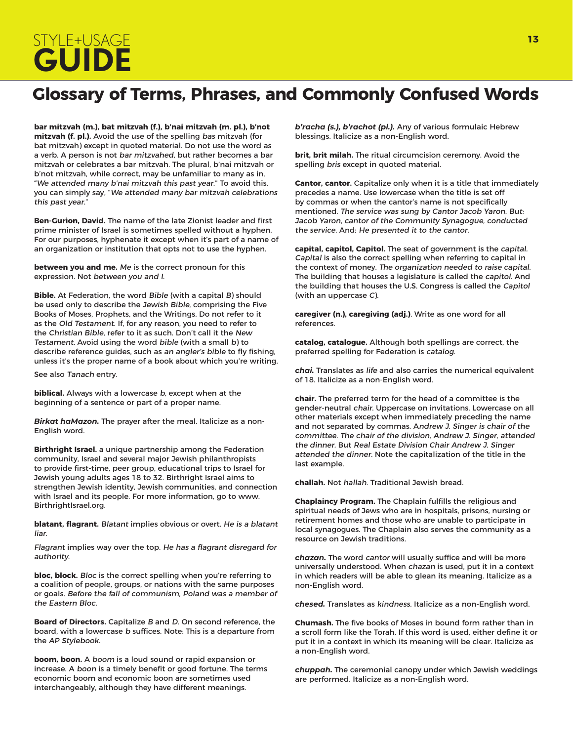# Glossary of Terms, Phrases, and Commonly Confused Words

**bar mitzvah (m.), bat mitzvah (f.), b'nai mitzvah (m. pl.), b'not mitzvah (f. pl.).** Avoid the use of the spelling *bas* mitzvah (for bat mitzvah) except in quoted material. Do not use the word as a verb. A person is not *bar mitzvahed*, but rather becomes a bar mitzvah or celebrates a bar mitzvah. The plural, b'nai mitzvah or b'not mitzvah, while correct, may be unfamiliar to many as in, "*We attended many b'nai mitzvah this past year.*" To avoid this, you can simply say, "*We attended many bar mitzvah celebrations this past year.*"

**Ben-Gurion, David.** The name of the late Zionist leader and first prime minister of Israel is sometimes spelled without a hyphen. For our purposes, hyphenate it except when it's part of a name of an organization or institution that opts not to use the hyphen.

**between you and me.** *Me* is the correct pronoun for this expression. Not *between you and I.*

**Bible.** At Federation, the word *Bible* (with a capital *B*) should be used only to describe the *Jewish Bible*, comprising the Five Books of Moses, Prophets, and the Writings. Do not refer to it as the *Old Testament*. If, for any reason, you need to refer to the *Christian Bible*, refer to it as such. Don't call it the *New Testament*. Avoid using the word *bible* (with a small *b*) to describe reference guides, such as *an angler's bible* to fly fishing, unless it's the proper name of a book about which you're writing.

See also *Tanach* entry.

**biblical.** Always with a lowercase *b*, except when at the beginning of a sentence or part of a proper name.

***Birkat haMazon.*** The prayer after the meal. Italicize as a non-English word.

**Birthright Israel.** a unique partnership among the Federation community, Israel and several major Jewish philanthropists to provide first-time, peer group, educational trips to Israel for Jewish young adults ages 18 to 32. Birthright Israel aims to strengthen Jewish identity, Jewish communities, and connection with Israel and its people. For more information, go to www.BirthrightIsrael.org.

**blatant, flagrant.** *Blatant* implies obvious or overt. *He is a blatant liar.*

*Flagrant* implies way over the top. *He has a flagrant disregard for authority.*

**bloc, block.** *Bloc* is the correct spelling when you're referring to a coalition of people, groups, or nations with the same purposes or goals. *Before the fall of communism, Poland was a member of the Eastern Bloc.*

**Board of Directors.** Capitalize *B* and *D*. On second reference, the board, with a lowercase *b* suffices. Note: This is a departure from the *AP Stylebook*.

**boom, boon.** A *boom* is a loud sound or rapid expansion or increase. A *boon* is a timely benefit or good fortune. The terms economic boom and economic boon are sometimes used interchangeably, although they have different meanings.

***b'racha (s.), b'rachot (pl.).*** Any of various formulaic Hebrew blessings. Italicize as a non-English word.

**brit, brit milah.** The ritual circumcision ceremony. Avoid the spelling *bris* except in quoted material.

**Cantor, cantor.** Capitalize only when it is a title that immediately precedes a name. Use lowercase when the title is set off by commas or when the cantor's name is not specifically mentioned. *The service was sung by Cantor Jacob Yaron. But: Jacob Yaron, cantor of the Community Synagogue, conducted the service.* And: *He presented it to the cantor.*

**capital, capitol, Capitol.** The seat of government is the *capital*. *Capital* is also the correct spelling when referring to capital in the context of money. *The organization needed to raise capital.* The building that houses a legislature is called the *capitol*. And the building that houses the U.S. Congress is called the *Capitol* (with an uppercase *C*).

**caregiver (n.), caregiving (adj.)**. Write as one word for all references.

**catalog, catalogue.** Although both spellings are correct, the preferred spelling for Federation is *catalog*.

***chai.*** Translates as *life* and also carries the numerical equivalent of 18. Italicize as a non-English word.

**chair.** The preferred term for the head of a committee is the gender-neutral *chair*. Uppercase on invitations. Lowercase on all other materials except when immediately preceding the name and not separated by commas. A*ndrew J. Singer is chair of the committee. The chair of the division, Andrew J. Singer, attended the dinner*. But *Real Estate Division Chair Andrew J. Singer attended the dinner*. Note the capitalization of the title in the last example.

**challah.** Not *hallah*. Traditional Jewish bread.

**Chaplaincy Program.** The Chaplain fulfills the religious and spiritual needs of Jews who are in hospitals, prisons, nursing or retirement homes and those who are unable to participate in local synagogues. The Chaplain also serves the community as a resource on Jewish traditions.

***chazan.*** The word *cantor* will usually suffice and will be more universally understood. When *chazan* is used, put it in a context in which readers will be able to glean its meaning. Italicize as a non-English word.

***chesed.*** Translates as *kindness*. Italicize as a non-English word.

**Chumash.** The five books of Moses in bound form rather than in a scroll form like the Torah. If this word is used, either define it or put it in a context in which its meaning will be clear. Italicize as a non-English word.

***chuppah.*** The ceremonial canopy under which Jewish weddings are performed. Italicize as a non-English word.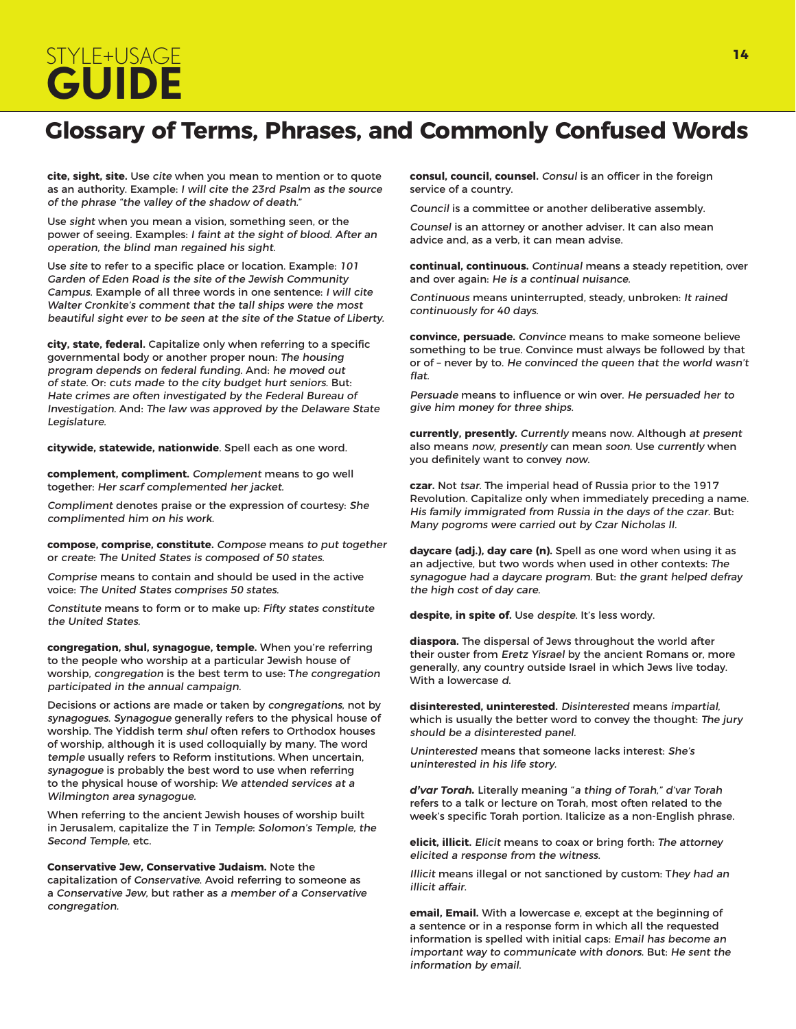## Glossary of Terms, Phrases, and Commonly Confused Words

**cite, sight, site.** Use *cite* when you mean to mention or to quote as an authority. Example: *I will cite the 23rd Psalm as the source of the phrase "the valley of the shadow of death."*

Use *sight* when you mean a vision, something seen, or the power of seeing. Examples: *I faint at the sight of blood. After an operation, the blind man regained his sight.*

Use *site* to refer to a specific place or location. Example: *101 Garden of Eden Road is the site of the Jewish Community Campus.* Example of all three words in one sentence: *I will cite Walter Cronkite's comment that the tall ships were the most beautiful sight ever to be seen at the site of the Statue of Liberty.*

**city, state, federal.** Capitalize only when referring to a specific governmental body or another proper noun: *The housing program depends on federal funding.* And: *he moved out of state.* Or: *cuts made to the city budget hurt seniors.* But: *Hate crimes are often investigated by the Federal Bureau of Investigation.* And: *The law was approved by the Delaware State Legislature.*

**citywide, statewide, nationwide**. Spell each as one word.

**complement, compliment.** *Complement* means to go well together: *Her scarf complemented her jacket.*

*Compliment* denotes praise or the expression of courtesy: *She complimented him on his work.*

**compose, comprise, constitute.** *Compose* means *to put together* or *create*: *The United States is composed of 50 states.*

*Comprise* means to contain and should be used in the active voice: *The United States comprises 50 states.*

*Constitute* means to form or to make up: *Fifty states constitute the United States.*

**congregation, shul, synagogue, temple.** When you're referring to the people who worship at a particular Jewish house of worship, *congregation* is the best term to use: T*he congregation participated in the annual campaign.*

Decisions or actions are made or taken by *congregations*, not by *synagogues*. *Synagogue* generally refers to the physical house of worship. The Yiddish term *shul* often refers to Orthodox houses of worship, although it is used colloquially by many. The word *temple* usually refers to Reform institutions. When uncertain, *synagogue* is probably the best word to use when referring to the physical house of worship: *We attended services at a Wilmington area synagogue.*

When referring to the ancient Jewish houses of worship built in Jerusalem, capitalize the *T* in *Temple*: *Solomon's Temple, the Second Temple*, etc.

**Conservative Jew, Conservative Judaism.** Note the capitalization of *Conservative*. Avoid referring to someone as a *Conservative Jew*, but rather as *a member of a Conservative congregation.*

**consul, council, counsel.** *Consul* is an officer in the foreign service of a country.

*Council* is a committee or another deliberative assembly.

*Counsel* is an attorney or another adviser. It can also mean advice and, as a verb, it can mean advise.

**continual, continuous.** *Continual* means a steady repetition, over and over again: *He is a continual nuisance.*

*Continuous* means uninterrupted, steady, unbroken: *It rained continuously for 40 days.*

**convince, persuade.** *Convince* means to make someone believe something to be true. Convince must always be followed by that or of – never by to. *He convinced the queen that the world wasn't flat.*

*Persuade* means to influence or win over. *He persuaded her to give him money for three ships.*

**currently, presently.** *Currently* means now. Although *at present* also means *now*, *presently* can mean *soon*. Use *currently* when you definitely want to convey *now*.

**czar.** Not *tsar*. The imperial head of Russia prior to the 1917 Revolution. Capitalize only when immediately preceding a name. *His family immigrated from Russia in the days of the czar.* But: *Many pogroms were carried out by Czar Nicholas II.*

**daycare (adj.), day care (n).** Spell as one word when using it as an adjective, but two words when used in other contexts: *The synagogue had a daycare program.* But: *the grant helped defray the high cost of day care.*

**despite, in spite of.** Use *despite*. It's less wordy.

**diaspora.** The dispersal of Jews throughout the world after their ouster from *Eretz Yisrael* by the ancient Romans or, more generally, any country outside Israel in which Jews live today. With a lowercase *d*.

**disinterested, uninterested.** *Disinterested* means *impartial*, which is usually the better word to convey the thought: *The jury should be a disinterested panel.*

*Uninterested* means that someone lacks interest: *She's uninterested in his life story.*

***d'var Torah.*** Literally meaning "*a thing of Torah," d'var Torah* refers to a talk or lecture on Torah, most often related to the week's specific Torah portion. Italicize as a non-English phrase.

**elicit, illicit.** *Elicit* means to coax or bring forth: *The attorney elicited a response from the witness.*

*Illicit* means illegal or not sanctioned by custom: T*hey had an illicit affair.*

**email, Email.** With a lowercase *e*, except at the beginning of a sentence or in a response form in which all the requested information is spelled with initial caps: *Email has become an important way to communicate with donors.* But: *He sent the information by email.*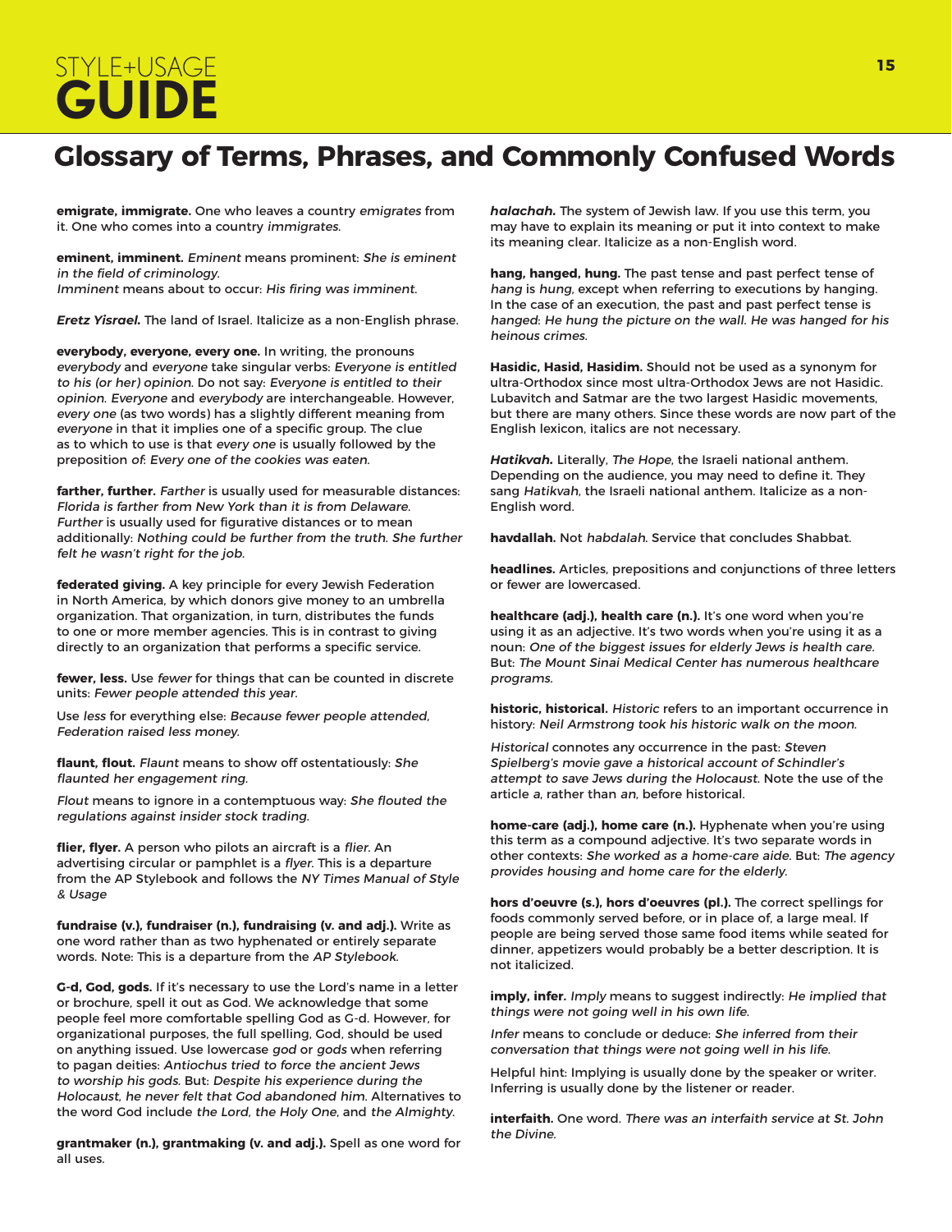## Glossary of Terms, Phrases, and Commonly Confused Words

**emigrate, immigrate.** One who leaves a country *emigrates* from it. One who comes into a country *immigrates*.

**eminent, imminent.** *Eminent* means prominent: *She is eminent in the field of criminology.*
*Imminent* means about to occur: *His firing was imminent.*

***Eretz Yisrael.*** The land of Israel. Italicize as a non-English phrase.

**everybody, everyone, every one.** In writing, the pronouns *everybody* and *everyone* take singular verbs: *Everyone is entitled to his (or her) opinion.* Do not say: *Everyone is entitled to their opinion. Everyone* and *everybody* are interchangeable. However, *every one* (as two words) has a slightly different meaning from *everyone* in that it implies one of a specific group. The clue as to which to use is that *every one* is usually followed by the preposition *of*: *Every one of the cookies was eaten.*

**farther, further.** *Farther* is usually used for measurable distances: *Florida is farther from New York than it is from Delaware. Further* is usually used for figurative distances or to mean additionally: *Nothing could be further from the truth. She further felt he wasn't right for the job.*

**federated giving.** A key principle for every Jewish Federation in North America, by which donors give money to an umbrella organization. That organization, in turn, distributes the funds to one or more member agencies. This is in contrast to giving directly to an organization that performs a specific service.

**fewer, less.** Use *fewer* for things that can be counted in discrete units: *Fewer people attended this year.*

Use *less* for everything else: *Because fewer people attended, Federation raised less money.*

**flaunt, flout.** *Flaunt* means to show off ostentatiously: *She flaunted her engagement ring.*

*Flout* means to ignore in a contemptuous way: *She flouted the regulations against insider stock trading.*

**flier, flyer.** A person who pilots an aircraft is a *flier*. An advertising circular or pamphlet is a *flyer*. This is a departure from the AP Stylebook and follows the *NY Times Manual of Style & Usage*

**fundraise (v.), fundraiser (n.), fundraising (v. and adj.).** Write as one word rather than as two hyphenated or entirely separate words. Note: This is a departure from the *AP Stylebook*.

**G-d, God, gods.** If it's necessary to use the Lord's name in a letter or brochure, spell it out as God. We acknowledge that some people feel more comfortable spelling God as G-d. However, for organizational purposes, the full spelling, God, should be used on anything issued. Use lowercase *god* or *gods* when referring to pagan deities: *Antiochus tried to force the ancient Jews to worship his gods.* But: *Despite his experience during the Holocaust, he never felt that God abandoned him.* Alternatives to the word God include *the Lord, the Holy One,* and *the Almighty.*

**grantmaker (n.), grantmaking (v. and adj.).** Spell as one word for all uses.

***halachah.*** The system of Jewish law. If you use this term, you may have to explain its meaning or put it into context to make its meaning clear. Italicize as a non-English word.

**hang, hanged, hung.** The past tense and past perfect tense of *hang* is *hung*, except when referring to executions by hanging. In the case of an execution, the past and past perfect tense is *hanged*: *He hung the picture on the wall. He was hanged for his heinous crimes.*

**Hasidic, Hasid, Hasidim.** Should not be used as a synonym for ultra-Orthodox since most ultra-Orthodox Jews are not Hasidic. Lubavitch and Satmar are the two largest Hasidic movements, but there are many others. Since these words are now part of the English lexicon, italics are not necessary.

***Hatikvah.*** Literally, *The Hope*, the Israeli national anthem. Depending on the audience, you may need to define it. They sang *Hatikvah*, the Israeli national anthem. Italicize as a non-English word.

**havdallah.** Not *habdalah*. Service that concludes Shabbat.

**headlines.** Articles, prepositions and conjunctions of three letters or fewer are lowercased.

**healthcare (adj.), health care (n.).** It's one word when you're using it as an adjective. It's two words when you're using it as a noun: *One of the biggest issues for elderly Jews is health care.* But: *The Mount Sinai Medical Center has numerous healthcare programs.*

**historic, historical.** *Historic* refers to an important occurrence in history: *Neil Armstrong took his historic walk on the moon.*

*Historical* connotes any occurrence in the past: *Steven Spielberg's movie gave a historical account of Schindler's attempt to save Jews during the Holocaust.* Note the use of the article *a*, rather than *an*, before historical.

**home-care (adj.), home care (n.).** Hyphenate when you're using this term as a compound adjective. It's two separate words in other contexts: *She worked as a home-care aide.* But: *The agency provides housing and home care for the elderly.*

**hors d'oeuvre (s.), hors d'oeuvres (pl.).** The correct spellings for foods commonly served before, or in place of, a large meal. If people are being served those same food items while seated for dinner, appetizers would probably be a better description. It is not italicized.

**imply, infer.** *Imply* means to suggest indirectly: *He implied that things were not going well in his own life.*

*Infer* means to conclude or deduce: *She inferred from their conversation that things were not going well in his life.*

Helpful hint: Implying is usually done by the speaker or writer. Inferring is usually done by the listener or reader.

**interfaith.** One word. *There was an interfaith service at St. John the Divine.*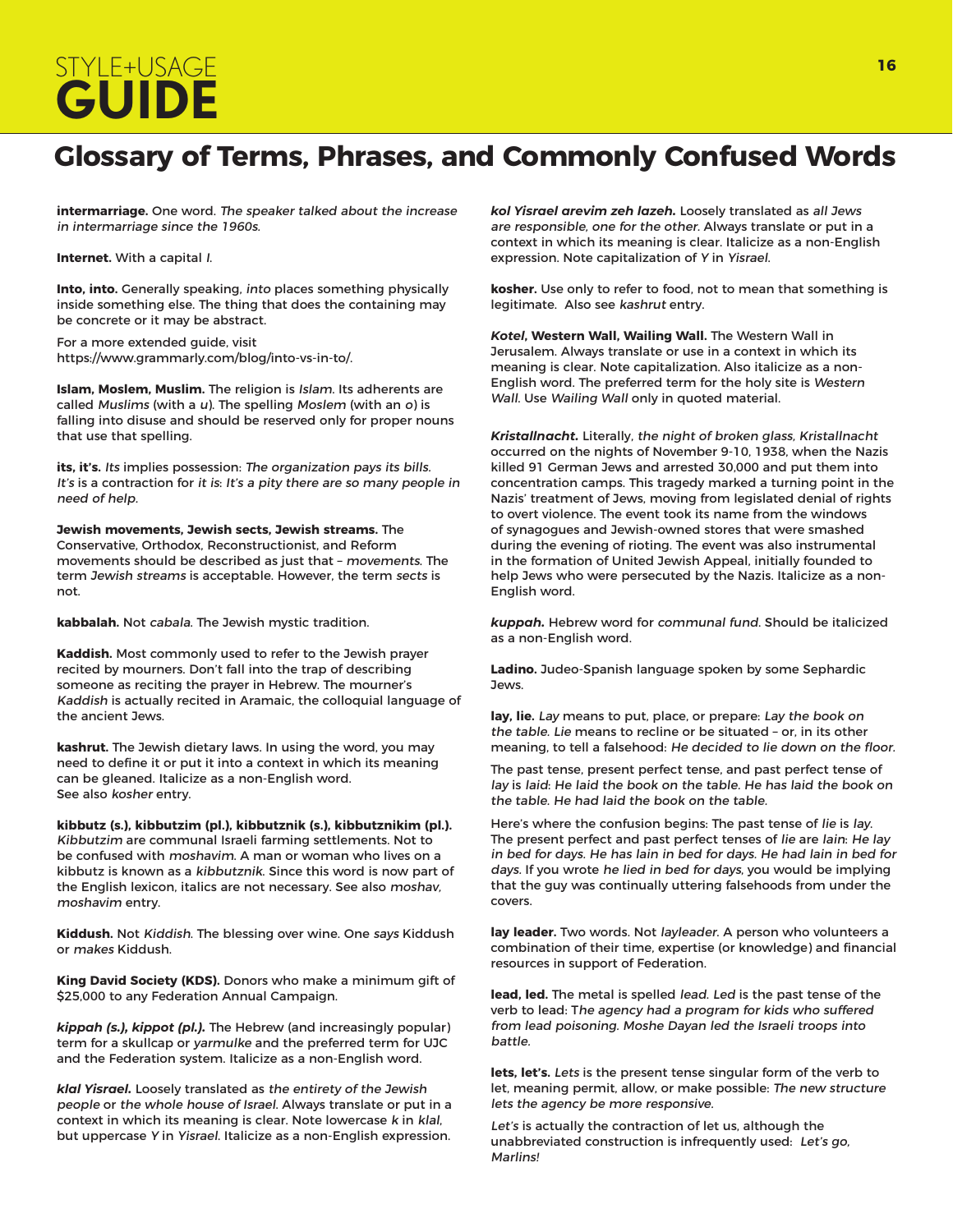## Glossary of Terms, Phrases, and Commonly Confused Words

**intermarriage.** One word. *The speaker talked about the increase in intermarriage since the 1960s.*

**Internet.** With a capital *I*.

**Into, into.** Generally speaking, *into* places something physically inside something else. The thing that does the containing may be concrete or it may be abstract.

For a more extended guide, visit https://www.grammarly.com/blog/into-vs-in-to/.

**Islam, Moslem, Muslim.** The religion is *Islam*. Its adherents are called *Muslims* (with a *u*). The spelling *Moslem* (with an *o*) is falling into disuse and should be reserved only for proper nouns that use that spelling.

**its, it's.** *Its* implies possession: *The organization pays its bills. It's* is a contraction for *it is*: *It's a pity there are so many people in need of help.*

**Jewish movements, Jewish sects, Jewish streams.** The Conservative, Orthodox, Reconstructionist, and Reform movements should be described as just that – *movements*. The term *Jewish streams* is acceptable. However, the term *sects* is not.

**kabbalah.** Not *cabala*. The Jewish mystic tradition.

**Kaddish.** Most commonly used to refer to the Jewish prayer recited by mourners. Don't fall into the trap of describing someone as reciting the prayer in Hebrew. The mourner's *Kaddish* is actually recited in Aramaic, the colloquial language of the ancient Jews.

**kashrut.** The Jewish dietary laws. In using the word, you may need to define it or put it into a context in which its meaning can be gleaned. Italicize as a non-English word.
See also *kosher* entry.

**kibbutz (s.), kibbutzim (pl.), kibbutznik (s.), kibbutznikim (pl.).** *Kibbutzim* are communal Israeli farming settlements. Not to be confused with *moshavim*. A man or woman who lives on a kibbutz is known as a *kibbutznik*. Since this word is now part of the English lexicon, italics are not necessary. See also *moshav, moshavim* entry.

**Kiddush.** Not *Kiddish*. The blessing over wine. One *says* Kiddush or *makes* Kiddush.

**King David Society (KDS).** Donors who make a minimum gift of $25,000 to any Federation Annual Campaign.

***kippah* (s.), *kippot* (pl.).** The Hebrew (and increasingly popular) term for a skullcap or *yarmulke* and the preferred term for UJC and the Federation system. Italicize as a non-English word.

***klal Yisrael.*** Loosely translated as *the entirety of the Jewish people* or *the whole house of Israel*. Always translate or put in a context in which its meaning is clear. Note lowercase *k* in *klal*, but uppercase *Y* in *Yisrael*. Italicize as a non-English expression.

***kol Yisrael arevim zeh lazeh.*** Loosely translated as *all Jews are responsible, one for the other*. Always translate or put in a context in which its meaning is clear. Italicize as a non-English expression. Note capitalization of *Y* in *Yisrael*.

**kosher.** Use only to refer to food, not to mean that something is legitimate. Also see *kashrut* entry.

***Kotel*, Western Wall, Wailing Wall.** The Western Wall in Jerusalem. Always translate or use in a context in which its meaning is clear. Note capitalization. Also italicize as a non-English word. The preferred term for the holy site is *Western Wall*. Use *Wailing Wall* only in quoted material.

***Kristallnacht.*** Literally, *the night of broken glass, Kristallnacht* occurred on the nights of November 9-10, 1938, when the Nazis killed 91 German Jews and arrested 30,000 and put them into concentration camps. This tragedy marked a turning point in the Nazis' treatment of Jews, moving from legislated denial of rights to overt violence. The event took its name from the windows of synagogues and Jewish-owned stores that were smashed during the evening of rioting. The event was also instrumental in the formation of United Jewish Appeal, initially founded to help Jews who were persecuted by the Nazis. Italicize as a non-English word.

***kuppah.*** Hebrew word for *communal fund*. Should be italicized as a non-English word.

**Ladino.** Judeo-Spanish language spoken by some Sephardic Jews.

**lay, lie.** *Lay* means to put, place, or prepare: *Lay the book on the table. Lie* means to recline or be situated – or, in its other meaning, to tell a falsehood: *He decided to lie down on the floor.*

The past tense, present perfect tense, and past perfect tense of *lay* is *laid*: *He laid the book on the table. He has laid the book on the table. He had laid the book on the table.*

Here's where the confusion begins: The past tense of *lie* is *lay*. The present perfect and past perfect tenses of *lie* are *lain*: *He lay in bed for days. He has lain in bed for days. He had lain in bed for days*. If you wrote *he lied in bed for days*, you would be implying that the guy was continually uttering falsehoods from under the covers.

**lay leader.** Two words. Not *layleader*. A person who volunteers a combination of their time, expertise (or knowledge) and financial resources in support of Federation.

**lead, led.** The metal is spelled *lead*. *Led* is the past tense of the verb to lead: T*he agency had a program for kids who suffered from lead poisoning. Moshe Dayan led the Israeli troops into battle.*

**lets, let's.** *Lets* is the present tense singular form of the verb to let, meaning permit, allow, or make possible: *The new structure lets the agency be more responsive.*

*Let's* is actually the contraction of let us, although the unabbreviated construction is infrequently used: *Let's go, Marlins!*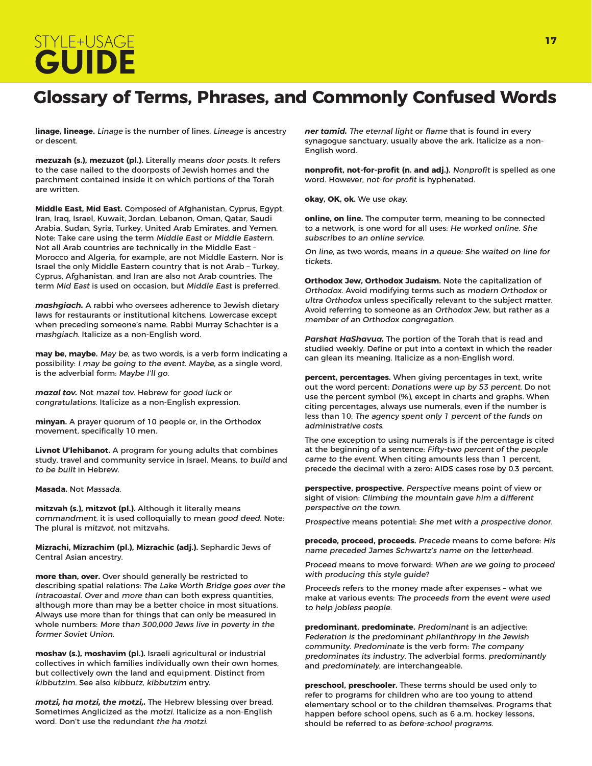## Glossary of Terms, Phrases, and Commonly Confused Words

**linage, lineage.** *Linage* is the number of lines. *Lineage* is ancestry or descent.

**mezuzah (s.), mezuzot (pl.).** Literally means *door posts.* It refers to the case nailed to the doorposts of Jewish homes and the parchment contained inside it on which portions of the Torah are written.

**Middle East, Mid East.** Composed of Afghanistan, Cyprus, Egypt, Iran, Iraq, Israel, Kuwait, Jordan, Lebanon, Oman, Qatar, Saudi Arabia, Sudan, Syria, Turkey, United Arab Emirates, and Yemen. Note: Take care using the term *Middle East* or *Middle Eastern.* Not all Arab countries are technically in the Middle East – Morocco and Algeria, for example, are not Middle Eastern. Nor is Israel the only Middle Eastern country that is not Arab – Turkey, Cyprus, Afghanistan, and Iran are also not Arab countries. The term *Mid East* is used on occasion, but *Middle East* is preferred.

***mashgiach.*** A rabbi who oversees adherence to Jewish dietary laws for restaurants or institutional kitchens. Lowercase except when preceding someone's name. Rabbi Murray Schachter is a *mashgiach*. Italicize as a non-English word.

**may be, maybe.** *May be*, as two words, is a verb form indicating a possibility: *I may be going to the event. Maybe*, as a single word, is the adverbial form: *Maybe I'll go*.

***mazal tov.*** Not *mazel tov.* Hebrew for *good luck* or *congratulations.* Italicize as a non-English expression.

**minyan.** A prayer quorum of 10 people or, in the Orthodox movement, specifically 10 men.

**Livnot U'lehibanot.** A program for young adults that combines study, travel and community service in Israel. Means, *to build* and *to be built* in Hebrew.

**Masada.** Not *Massada.*

**mitzvah (s.), mitzvot (pl.).** Although it literally means *commandment*, it is used colloquially to mean *good deed.* Note: The plural is *mitzvot*, not mitzvahs.

**Mizrachi, Mizrachim (pl.), Mizrachic (adj.).** Sephardic Jews of Central Asian ancestry.

**more than, over.** Over should generally be restricted to describing spatial relations: *The Lake Worth Bridge goes over the Intracoastal. Over* and *more than* can both express quantities, although more than may be a better choice in most situations. Always use more than for things that can only be measured in whole numbers: *More than 300,000 Jews live in poverty in the former Soviet Union.*

**moshav (s.), moshavim (pl.).** Israeli agricultural or industrial collectives in which families individually own their own homes, but collectively own the land and equipment. Distinct from *kibbutzim.* See also *kibbutz, kibbutzim* entry.

***motzi, ha motzi, the motzi,.*** The Hebrew blessing over bread. Sometimes Anglicized as the *motzi.* Italicize as a non-English word. Don't use the redundant *the ha motzi.*

***ner tamid.*** *The eternal light* or *flame* that is found in every synagogue sanctuary, usually above the ark. Italicize as a non-English word.

**nonprofit, not-for-profit (n. and adj.).** *Nonprofit* is spelled as one word. However, *not-for-profit* is hyphenated.

**okay, OK, ok.** We use *okay*.

**online, on line.** The computer term, meaning to be connected to a network, is one word for all uses: *He worked online. She subscribes to an online service.*

*On line*, as two words, means *in a queue: She waited on line for tickets.*

**Orthodox Jew, Orthodox Judaism.** Note the capitalization of *Orthodox.* Avoid modifying terms such as *modern Orthodox* or *ultra Orthodox* unless specifically relevant to the subject matter. Avoid referring to someone as an *Orthodox Jew*, but rather as *a member of an Orthodox congregation.*

***Parshat HaShavua.*** The portion of the Torah that is read and studied weekly. Define or put into a context in which the reader can glean its meaning. Italicize as a non-English word.

**percent, percentages.** When giving percentages in text, write out the word percent: *Donations were up by 53 percent.* Do not use the percent symbol (%), except in charts and graphs. When citing percentages, always use numerals, even if the number is less than 10: *The agency spent only 1 percent of the funds on administrative costs.*

The one exception to using numerals is if the percentage is cited at the beginning of a sentence: *Fifty-two percent of the people came to the event.* When citing amounts less than 1 percent, precede the decimal with a zero: AIDS cases rose by 0.3 percent.

**perspective, prospective.** *Perspective* means point of view or sight of vision: *Climbing the mountain gave him a different perspective on the town.*

*Prospective* means potential: *She met with a prospective donor.*

**precede, proceed, proceeds.** *Precede* means to come before: *His name preceded James Schwartz's name on the letterhead.*

*Proceed* means to move forward: *When are we going to proceed with producing this style guide?*

*Proceeds* refers to the money made after expenses – what we make at various events: *The proceeds from the event were used to help jobless people.*

**predominant, predominate.** *Predominant* is an adjective: *Federation is the predominant philanthropy in the Jewish community. Predominate* is the verb form: *The company predominates its industry.* The adverbial forms, *predominantly* and *predominately*, are interchangeable.

**preschool, preschooler.** These terms should be used only to refer to programs for children who are too young to attend elementary school or to the children themselves. Programs that happen before school opens, such as 6 a.m. hockey lessons, should be referred to as *before-school programs.*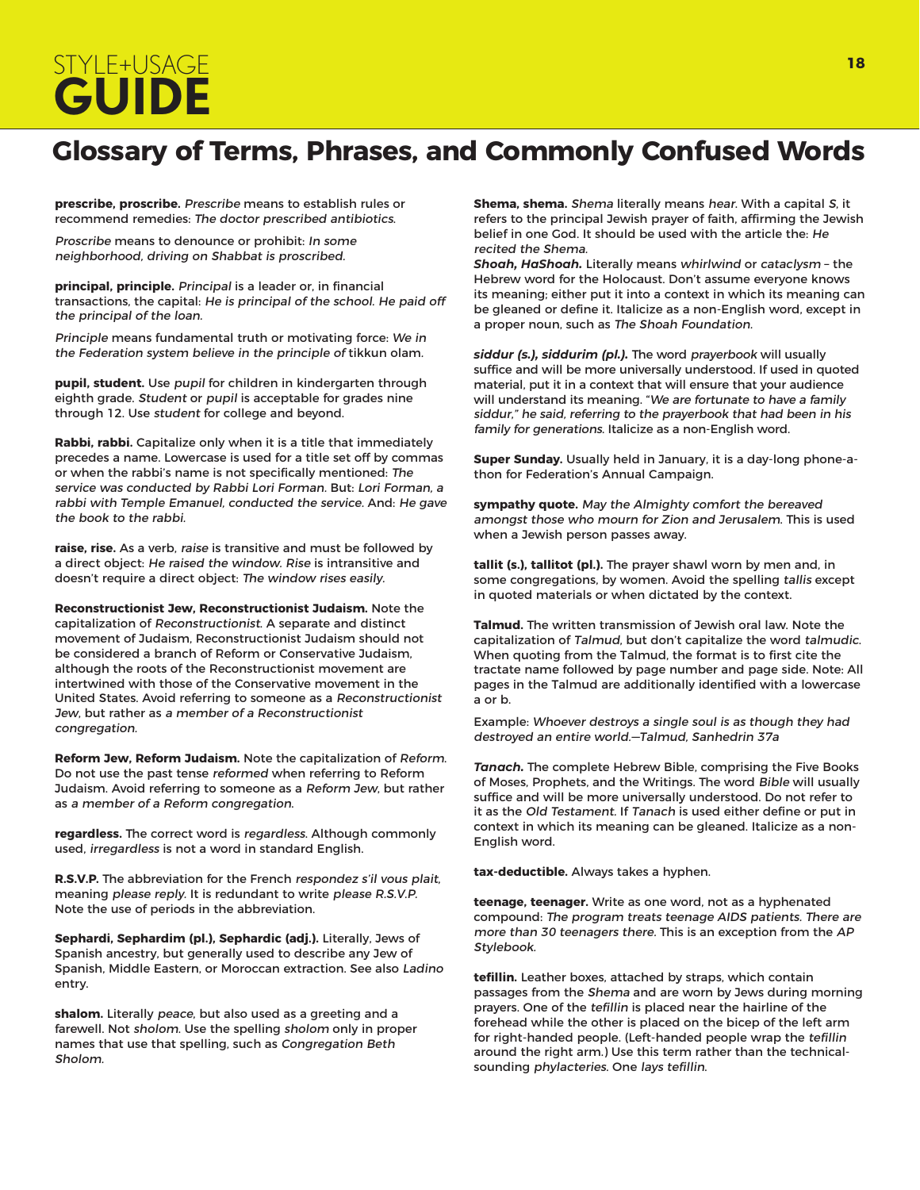## Glossary of Terms, Phrases, and Commonly Confused Words

**prescribe, proscribe.** *Prescribe* means to establish rules or recommend remedies: *The doctor prescribed antibiotics.*

*Proscribe* means to denounce or prohibit: *In some neighborhood, driving on Shabbat is proscribed.*

**principal, principle.** *Principal* is a leader or, in financial transactions, the capital: *He is principal of the school. He paid off the principal of the loan.*

*Principle* means fundamental truth or motivating force: *We in the Federation system believe in the principle of* tikkun olam.

**pupil, student.** Use *pupil* for children in kindergarten through eighth grade. *Student* or *pupil* is acceptable for grades nine through 12. Use *student* for college and beyond.

**Rabbi, rabbi.** Capitalize only when it is a title that immediately precedes a name. Lowercase is used for a title set off by commas or when the rabbi's name is not specifically mentioned: *The service was conducted by Rabbi Lori Forman*. But: *Lori Forman, a rabbi with Temple Emanuel, conducted the service*. And: *He gave the book to the rabbi.*

**raise, rise.** As a verb, *raise* is transitive and must be followed by a direct object: *He raised the window. Rise* is intransitive and doesn't require a direct object: *The window rises easily.*

**Reconstructionist Jew, Reconstructionist Judaism.** Note the capitalization of *Reconstructionist*. A separate and distinct movement of Judaism, Reconstructionist Judaism should not be considered a branch of Reform or Conservative Judaism, although the roots of the Reconstructionist movement are intertwined with those of the Conservative movement in the United States. Avoid referring to someone as a *Reconstructionist Jew*, but rather as *a member of a Reconstructionist congregation.*

**Reform Jew, Reform Judaism.** Note the capitalization of *Reform*. Do not use the past tense *reformed* when referring to Reform Judaism. Avoid referring to someone as a *Reform Jew*, but rather as *a member of a Reform congregation*.

**regardless.** The correct word is *regardless*. Although commonly used, *irregardless* is not a word in standard English.

**R.S.V.P.** The abbreviation for the French *respondez s'il vous plait*, meaning *please reply*. It is redundant to write *please R.S.V.P.* Note the use of periods in the abbreviation.

**Sephardi, Sephardim (pl.), Sephardic (adj.).** Literally, Jews of Spanish ancestry, but generally used to describe any Jew of Spanish, Middle Eastern, or Moroccan extraction. See also *Ladino* entry.

**shalom.** Literally *peace*, but also used as a greeting and a farewell. Not *sholom.* Use the spelling *sholom* only in proper names that use that spelling, such as *Congregation Beth Sholom*.

**Shema, shema.** *Shema* literally means *hear*. With a capital *S*, it refers to the principal Jewish prayer of faith, affirming the Jewish belief in one God. It should be used with the article the: *He recited the Shema.*

***Shoah, HaShoah.*** Literally means *whirlwind* or *cataclysm* – the Hebrew word for the Holocaust. Don't assume everyone knows its meaning; either put it into a context in which its meaning can be gleaned or define it. Italicize as a non-English word, except in a proper noun, such as *The Shoah Foundation.*

***siddur (s.), siddurim (pl.).*** The word *prayerbook* will usually suffice and will be more universally understood. If used in quoted material, put it in a context that will ensure that your audience will understand its meaning. "*We are fortunate to have a family siddur," he said, referring to the prayerbook that had been in his family for generations.* Italicize as a non-English word.

**Super Sunday.** Usually held in January, it is a day-long phone-a-thon for Federation's Annual Campaign.

**sympathy quote.** *May the Almighty comfort the bereaved amongst those who mourn for Zion and Jerusalem.* This is used when a Jewish person passes away.

**tallit (s.), tallitot (pl.).** The prayer shawl worn by men and, in some congregations, by women. Avoid the spelling *tallis* except in quoted materials or when dictated by the context.

**Talmud.** The written transmission of Jewish oral law. Note the capitalization of *Talmud*, but don't capitalize the word *talmudic*. When quoting from the Talmud, the format is to first cite the tractate name followed by page number and page side. Note: All pages in the Talmud are additionally identified with a lowercase a or b.

Example: *Whoever destroys a single soul is as though they had destroyed an entire world.—Talmud, Sanhedrin 37a*

***Tanach.*** The complete Hebrew Bible, comprising the Five Books of Moses, Prophets, and the Writings. The word *Bible* will usually suffice and will be more universally understood. Do not refer to it as the *Old Testament*. If *Tanach* is used either define or put in context in which its meaning can be gleaned. Italicize as a non-English word.

**tax-deductible.** Always takes a hyphen.

**teenage, teenager.** Write as one word, not as a hyphenated compound: *The program treats teenage AIDS patients. There are more than 30 teenagers there.* This is an exception from the *AP Stylebook.*

**tefillin.** Leather boxes, attached by straps, which contain passages from the *Shema* and are worn by Jews during morning prayers. One of the *tefillin* is placed near the hairline of the forehead while the other is placed on the bicep of the left arm for right-handed people. (Left-handed people wrap the *tefillin* around the right arm.) Use this term rather than the technical-sounding *phylacteries*. One *lays tefillin.*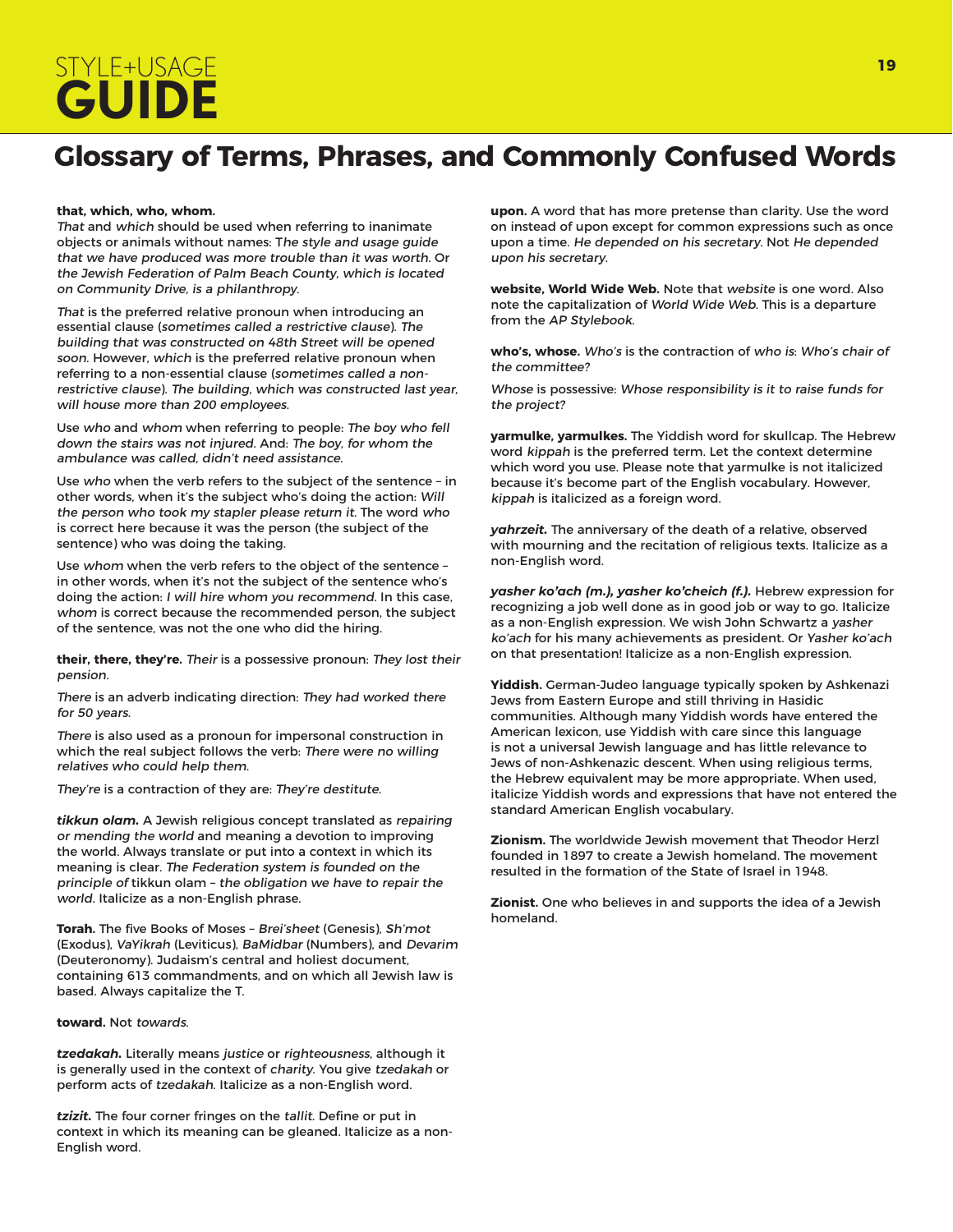## Glossary of Terms, Phrases, and Commonly Confused Words

**that, which, who, whom.**
*That* and *which* should be used when referring to inanimate objects or animals without names: T*he style and usage guide that we have produced was more trouble than it was worth*. Or *the Jewish Federation of Palm Beach County, which is located on Community Drive, is a philanthropy*.

*That* is the preferred relative pronoun when introducing an essential clause (*sometimes called a restrictive clause*). *The building that was constructed on 48th Street will be opened soon*. However, *which* is the preferred relative pronoun when referring to a non-essential clause (*sometimes called a non-restrictive clause*). *The building, which was constructed last year, will house more than 200 employees*.

Use *who* and *whom* when referring to people: *The boy who fell down the stairs was not injured*. And: *The boy, for whom the ambulance was called, didn't need assistance*.

Use *who* when the verb refers to the subject of the sentence – in other words, when it's the subject who's doing the action: *Will the person who took my stapler please return it*. The word *who* is correct here because it was the person (the subject of the sentence) who was doing the taking.

Use *whom* when the verb refers to the object of the sentence – in other words, when it's not the subject of the sentence who's doing the action: *I will hire whom you recommend*. In this case, *whom* is correct because the recommended person, the subject of the sentence, was not the one who did the hiring.

**their, there, they're.** *Their* is a possessive pronoun: *They lost their pension*.

*There* is an adverb indicating direction: *They had worked there for 50 years*.

*There* is also used as a pronoun for impersonal construction in which the real subject follows the verb: *There were no willing relatives who could help them*.

*They're* is a contraction of they are: *They're destitute*.

***tikkun olam.*** A Jewish religious concept translated as *repairing or mending the world* and meaning a devotion to improving the world. Always translate or put into a context in which its meaning is clear. *The Federation system is founded on the principle of* tikkun olam – *the obligation we have to repair the world*. Italicize as a non-English phrase.

**Torah.** The five Books of Moses – *Brei'sheet* (Genesis), *Sh'mot* (Exodus), *VaYikrah* (Leviticus), *BaMidbar* (Numbers), and *Devarim* (Deuteronomy). Judaism's central and holiest document, containing 613 commandments, and on which all Jewish law is based. Always capitalize the T.

**toward.** Not *towards*.

***tzedakah.*** Literally means *justice* or *righteousness*, although it is generally used in the context of *charity*. You give *tzedakah* or perform acts of *tzedakah*. Italicize as a non-English word.

***tzizit.*** The four corner fringes on the *tallit*. Define or put in context in which its meaning can be gleaned. Italicize as a non-English word.

**upon.** A word that has more pretense than clarity. Use the word on instead of upon except for common expressions such as once upon a time. *He depended on his secretary*. Not *He depended upon his secretary*.

**website, World Wide Web.** Note that *website* is one word. Also note the capitalization of *World Wide Web*. This is a departure from the *AP Stylebook*.

**who's, whose.** *Who's* is the contraction of *who is*: *Who's chair of the committee?*

*Whose* is possessive: *Whose responsibility is it to raise funds for the project?*

**yarmulke, yarmulkes.** The Yiddish word for skullcap. The Hebrew word *kippah* is the preferred term. Let the context determine which word you use. Please note that yarmulke is not italicized because it's become part of the English vocabulary. However, *kippah* is italicized as a foreign word.

***yahrzeit.*** The anniversary of the death of a relative, observed with mourning and the recitation of religious texts. Italicize as a non-English word.

***yasher ko'ach (m.), yasher ko'cheich (f.).*** Hebrew expression for recognizing a job well done as in good job or way to go. Italicize as a non-English expression. We wish John Schwartz a *yasher ko'ach* for his many achievements as president. Or *Yasher ko'ach* on that presentation! Italicize as a non-English expression.

**Yiddish.** German-Judeo language typically spoken by Ashkenazi Jews from Eastern Europe and still thriving in Hasidic communities. Although many Yiddish words have entered the American lexicon, use Yiddish with care since this language is not a universal Jewish language and has little relevance to Jews of non-Ashkenazic descent. When using religious terms, the Hebrew equivalent may be more appropriate. When used, italicize Yiddish words and expressions that have not entered the standard American English vocabulary.

**Zionism.** The worldwide Jewish movement that Theodor Herzl founded in 1897 to create a Jewish homeland. The movement resulted in the formation of the State of Israel in 1948.

**Zionist.** One who believes in and supports the idea of a Jewish homeland.